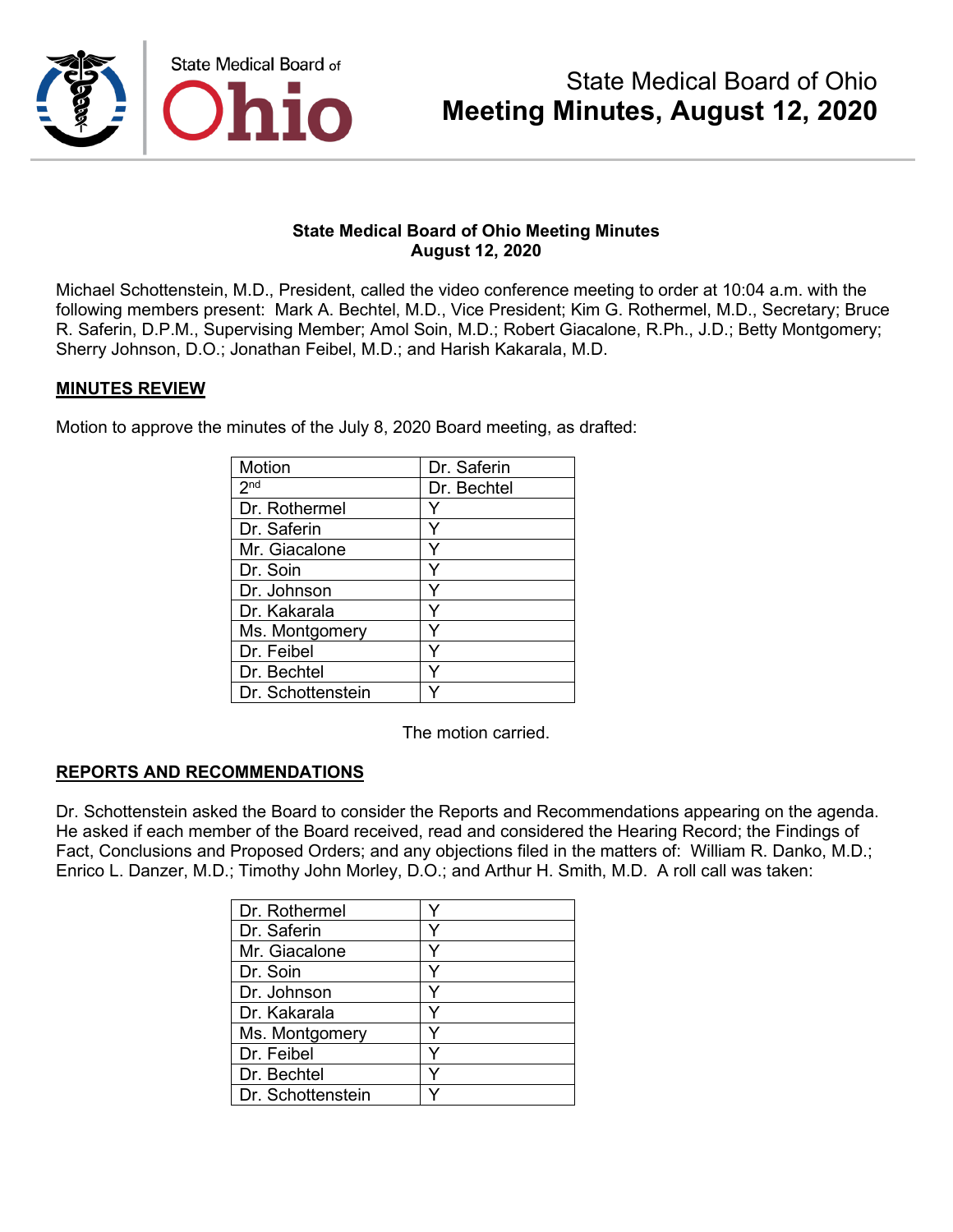# State Medical Board of Ohio
# Meeting Minutes, August 12, 2020

**State Medical Board of Ohio Meeting Minutes**
**August 12, 2020**

Michael Schottenstein, M.D., President, called the video conference meeting to order at 10:04 a.m. with the following members present: Mark A. Bechtel, M.D., Vice President; Kim G. Rothermel, M.D., Secretary; Bruce R. Saferin, D.P.M., Supervising Member; Amol Soin, M.D.; Robert Giacalone, R.Ph., J.D.; Betty Montgomery; Sherry Johnson, D.O.; Jonathan Feibel, M.D.; and Harish Kakarala, M.D.

## MINUTES REVIEW

Motion to approve the minutes of the July 8, 2020 Board meeting, as drafted:

| Motion | Dr. Saferin |
|---|---|
| 2nd | Dr. Bechtel |
| Dr. Rothermel | Y |
| Dr. Saferin | Y |
| Mr. Giacalone | Y |
| Dr. Soin | Y |
| Dr. Johnson | Y |
| Dr. Kakarala | Y |
| Ms. Montgomery | Y |
| Dr. Feibel | Y |
| Dr. Bechtel | Y |
| Dr. Schottenstein | Y |

The motion carried.

## REPORTS AND RECOMMENDATIONS

Dr. Schottenstein asked the Board to consider the Reports and Recommendations appearing on the agenda. He asked if each member of the Board received, read and considered the Hearing Record; the Findings of Fact, Conclusions and Proposed Orders; and any objections filed in the matters of: William R. Danko, M.D.; Enrico L. Danzer, M.D.; Timothy John Morley, D.O.; and Arthur H. Smith, M.D. A roll call was taken:

| | |
|---|---|
| Dr. Rothermel | Y |
| Dr. Saferin | Y |
| Mr. Giacalone | Y |
| Dr. Soin | Y |
| Dr. Johnson | Y |
| Dr. Kakarala | Y |
| Ms. Montgomery | Y |
| Dr. Feibel | Y |
| Dr. Bechtel | Y |
| Dr. Schottenstein | Y |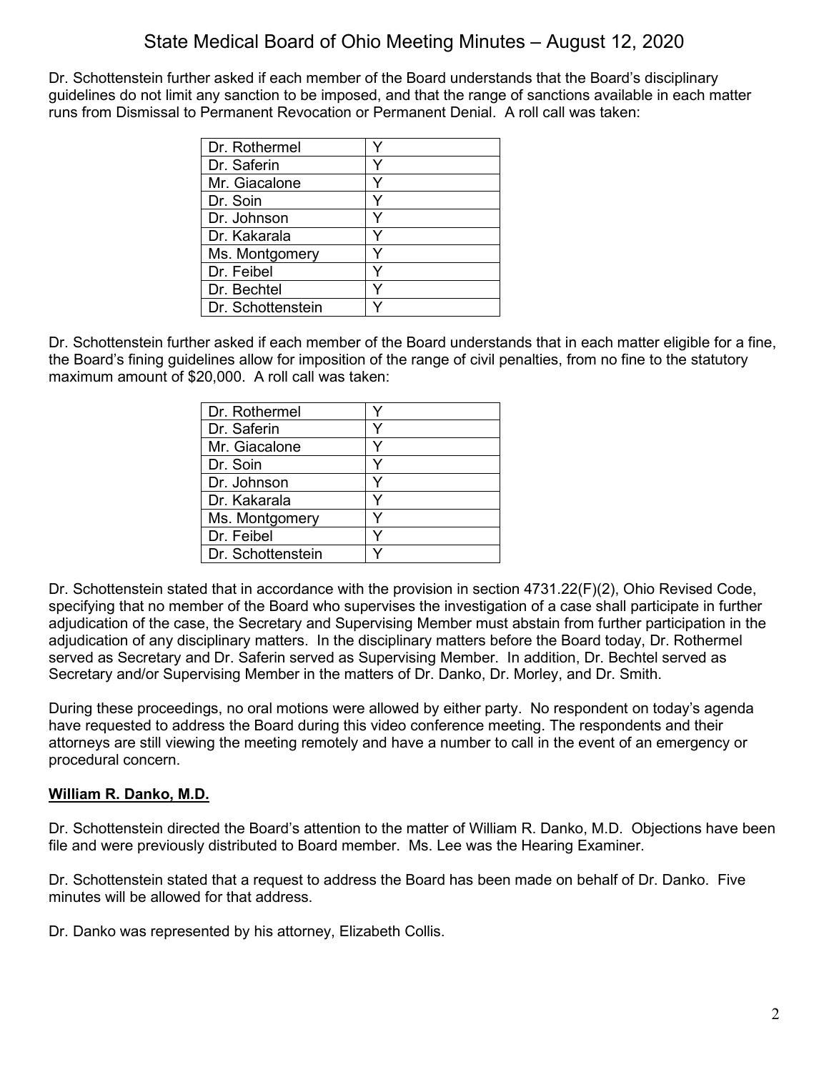Dr. Schottenstein further asked if each member of the Board understands that the Board's disciplinary guidelines do not limit any sanction to be imposed, and that the range of sanctions available in each matter runs from Dismissal to Permanent Revocation or Permanent Denial. A roll call was taken:

| | |
|---|---|
| Dr. Rothermel | Y |
| Dr. Saferin | Y |
| Mr. Giacalone | Y |
| Dr. Soin | Y |
| Dr. Johnson | Y |
| Dr. Kakarala | Y |
| Ms. Montgomery | Y |
| Dr. Feibel | Y |
| Dr. Bechtel | Y |
| Dr. Schottenstein | Y |

Dr. Schottenstein further asked if each member of the Board understands that in each matter eligible for a fine, the Board's fining guidelines allow for imposition of the range of civil penalties, from no fine to the statutory maximum amount of $20,000. A roll call was taken:

| | |
|---|---|
| Dr. Rothermel | Y |
| Dr. Saferin | Y |
| Mr. Giacalone | Y |
| Dr. Soin | Y |
| Dr. Johnson | Y |
| Dr. Kakarala | Y |
| Ms. Montgomery | Y |
| Dr. Feibel | Y |
| Dr. Schottenstein | Y |

Dr. Schottenstein stated that in accordance with the provision in section 4731.22(F)(2), Ohio Revised Code, specifying that no member of the Board who supervises the investigation of a case shall participate in further adjudication of the case, the Secretary and Supervising Member must abstain from further participation in the adjudication of any disciplinary matters. In the disciplinary matters before the Board today, Dr. Rothermel served as Secretary and Dr. Saferin served as Supervising Member. In addition, Dr. Bechtel served as Secretary and/or Supervising Member in the matters of Dr. Danko, Dr. Morley, and Dr. Smith.

During these proceedings, no oral motions were allowed by either party. No respondent on today's agenda have requested to address the Board during this video conference meeting. The respondents and their attorneys are still viewing the meeting remotely and have a number to call in the event of an emergency or procedural concern.

**William R. Danko, M.D.**

Dr. Schottenstein directed the Board's attention to the matter of William R. Danko, M.D. Objections have been file and were previously distributed to Board member. Ms. Lee was the Hearing Examiner.

Dr. Schottenstein stated that a request to address the Board has been made on behalf of Dr. Danko. Five minutes will be allowed for that address.

Dr. Danko was represented by his attorney, Elizabeth Collis.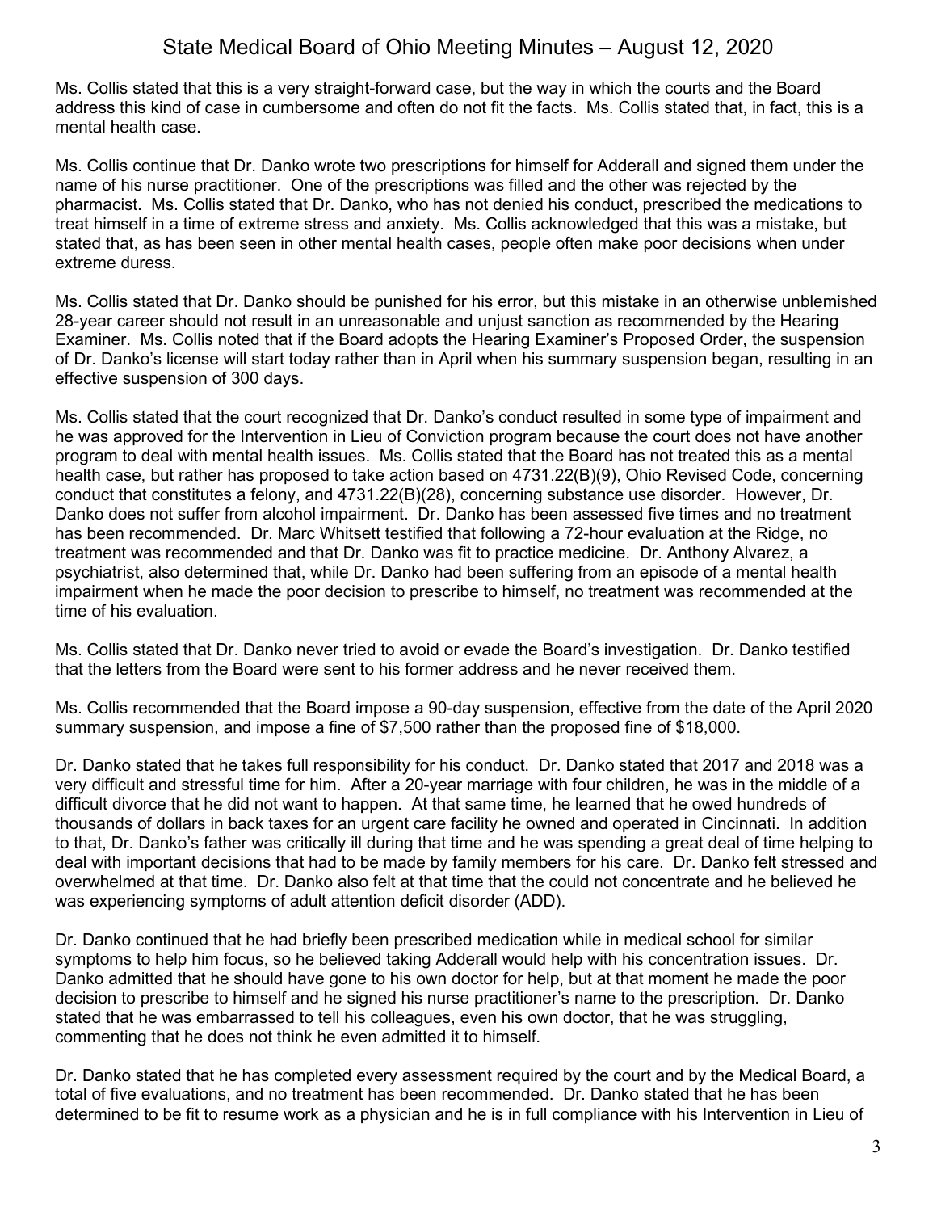Ms. Collis stated that this is a very straight-forward case, but the way in which the courts and the Board address this kind of case in cumbersome and often do not fit the facts. Ms. Collis stated that, in fact, this is a mental health case.

Ms. Collis continue that Dr. Danko wrote two prescriptions for himself for Adderall and signed them under the name of his nurse practitioner. One of the prescriptions was filled and the other was rejected by the pharmacist. Ms. Collis stated that Dr. Danko, who has not denied his conduct, prescribed the medications to treat himself in a time of extreme stress and anxiety. Ms. Collis acknowledged that this was a mistake, but stated that, as has been seen in other mental health cases, people often make poor decisions when under extreme duress.

Ms. Collis stated that Dr. Danko should be punished for his error, but this mistake in an otherwise unblemished 28-year career should not result in an unreasonable and unjust sanction as recommended by the Hearing Examiner. Ms. Collis noted that if the Board adopts the Hearing Examiner's Proposed Order, the suspension of Dr. Danko's license will start today rather than in April when his summary suspension began, resulting in an effective suspension of 300 days.

Ms. Collis stated that the court recognized that Dr. Danko's conduct resulted in some type of impairment and he was approved for the Intervention in Lieu of Conviction program because the court does not have another program to deal with mental health issues. Ms. Collis stated that the Board has not treated this as a mental health case, but rather has proposed to take action based on 4731.22(B)(9), Ohio Revised Code, concerning conduct that constitutes a felony, and 4731.22(B)(28), concerning substance use disorder. However, Dr. Danko does not suffer from alcohol impairment. Dr. Danko has been assessed five times and no treatment has been recommended. Dr. Marc Whitsett testified that following a 72-hour evaluation at the Ridge, no treatment was recommended and that Dr. Danko was fit to practice medicine. Dr. Anthony Alvarez, a psychiatrist, also determined that, while Dr. Danko had been suffering from an episode of a mental health impairment when he made the poor decision to prescribe to himself, no treatment was recommended at the time of his evaluation.

Ms. Collis stated that Dr. Danko never tried to avoid or evade the Board's investigation. Dr. Danko testified that the letters from the Board were sent to his former address and he never received them.

Ms. Collis recommended that the Board impose a 90-day suspension, effective from the date of the April 2020 summary suspension, and impose a fine of $7,500 rather than the proposed fine of $18,000.

Dr. Danko stated that he takes full responsibility for his conduct. Dr. Danko stated that 2017 and 2018 was a very difficult and stressful time for him. After a 20-year marriage with four children, he was in the middle of a difficult divorce that he did not want to happen. At that same time, he learned that he owed hundreds of thousands of dollars in back taxes for an urgent care facility he owned and operated in Cincinnati. In addition to that, Dr. Danko's father was critically ill during that time and he was spending a great deal of time helping to deal with important decisions that had to be made by family members for his care. Dr. Danko felt stressed and overwhelmed at that time. Dr. Danko also felt at that time that the could not concentrate and he believed he was experiencing symptoms of adult attention deficit disorder (ADD).

Dr. Danko continued that he had briefly been prescribed medication while in medical school for similar symptoms to help him focus, so he believed taking Adderall would help with his concentration issues. Dr. Danko admitted that he should have gone to his own doctor for help, but at that moment he made the poor decision to prescribe to himself and he signed his nurse practitioner's name to the prescription. Dr. Danko stated that he was embarrassed to tell his colleagues, even his own doctor, that he was struggling, commenting that he does not think he even admitted it to himself.

Dr. Danko stated that he has completed every assessment required by the court and by the Medical Board, a total of five evaluations, and no treatment has been recommended. Dr. Danko stated that he has been determined to be fit to resume work as a physician and he is in full compliance with his Intervention in Lieu of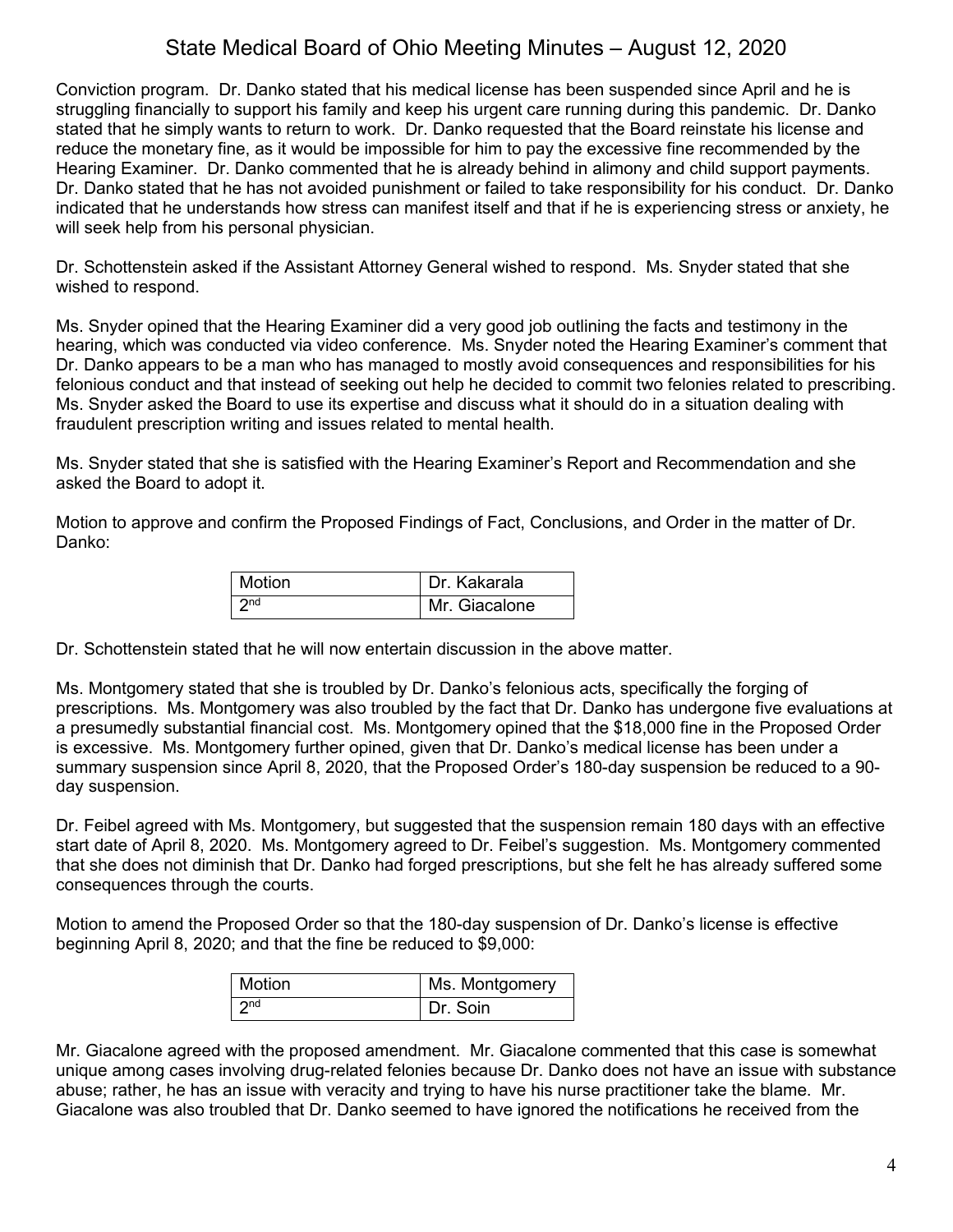Conviction program. Dr. Danko stated that his medical license has been suspended since April and he is struggling financially to support his family and keep his urgent care running during this pandemic. Dr. Danko stated that he simply wants to return to work. Dr. Danko requested that the Board reinstate his license and reduce the monetary fine, as it would be impossible for him to pay the excessive fine recommended by the Hearing Examiner. Dr. Danko commented that he is already behind in alimony and child support payments. Dr. Danko stated that he has not avoided punishment or failed to take responsibility for his conduct. Dr. Danko indicated that he understands how stress can manifest itself and that if he is experiencing stress or anxiety, he will seek help from his personal physician.

Dr. Schottenstein asked if the Assistant Attorney General wished to respond. Ms. Snyder stated that she wished to respond.

Ms. Snyder opined that the Hearing Examiner did a very good job outlining the facts and testimony in the hearing, which was conducted via video conference. Ms. Snyder noted the Hearing Examiner's comment that Dr. Danko appears to be a man who has managed to mostly avoid consequences and responsibilities for his felonious conduct and that instead of seeking out help he decided to commit two felonies related to prescribing. Ms. Snyder asked the Board to use its expertise and discuss what it should do in a situation dealing with fraudulent prescription writing and issues related to mental health.

Ms. Snyder stated that she is satisfied with the Hearing Examiner's Report and Recommendation and she asked the Board to adopt it.

Motion to approve and confirm the Proposed Findings of Fact, Conclusions, and Order in the matter of Dr. Danko:

| Motion | Dr. Kakarala |
|---|---|
| 2nd | Mr. Giacalone |

Dr. Schottenstein stated that he will now entertain discussion in the above matter.

Ms. Montgomery stated that she is troubled by Dr. Danko's felonious acts, specifically the forging of prescriptions. Ms. Montgomery was also troubled by the fact that Dr. Danko has undergone five evaluations at a presumedly substantial financial cost. Ms. Montgomery opined that the $18,000 fine in the Proposed Order is excessive. Ms. Montgomery further opined, given that Dr. Danko's medical license has been under a summary suspension since April 8, 2020, that the Proposed Order's 180-day suspension be reduced to a 90-day suspension.

Dr. Feibel agreed with Ms. Montgomery, but suggested that the suspension remain 180 days with an effective start date of April 8, 2020. Ms. Montgomery agreed to Dr. Feibel's suggestion. Ms. Montgomery commented that she does not diminish that Dr. Danko had forged prescriptions, but she felt he has already suffered some consequences through the courts.

Motion to amend the Proposed Order so that the 180-day suspension of Dr. Danko's license is effective beginning April 8, 2020; and that the fine be reduced to $9,000:

| Motion | Ms. Montgomery |
|---|---|
| 2nd | Dr. Soin |

Mr. Giacalone agreed with the proposed amendment. Mr. Giacalone commented that this case is somewhat unique among cases involving drug-related felonies because Dr. Danko does not have an issue with substance abuse; rather, he has an issue with veracity and trying to have his nurse practitioner take the blame. Mr. Giacalone was also troubled that Dr. Danko seemed to have ignored the notifications he received from the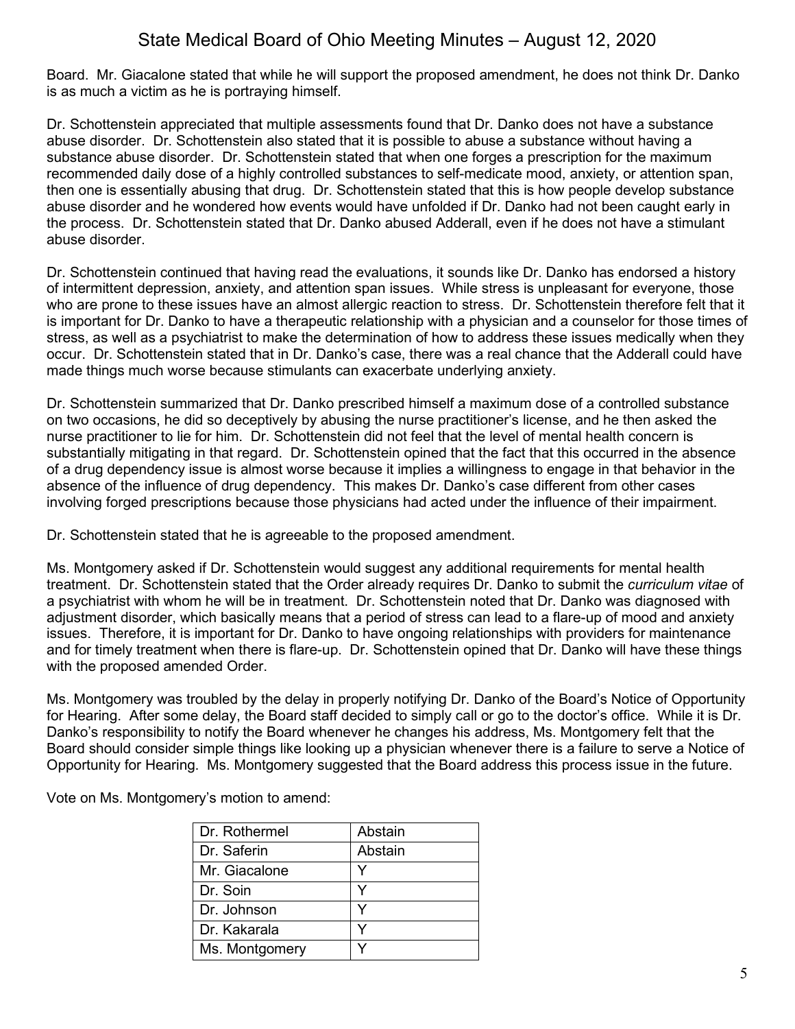Board. Mr. Giacalone stated that while he will support the proposed amendment, he does not think Dr. Danko is as much a victim as he is portraying himself.

Dr. Schottenstein appreciated that multiple assessments found that Dr. Danko does not have a substance abuse disorder. Dr. Schottenstein also stated that it is possible to abuse a substance without having a substance abuse disorder. Dr. Schottenstein stated that when one forges a prescription for the maximum recommended daily dose of a highly controlled substances to self-medicate mood, anxiety, or attention span, then one is essentially abusing that drug. Dr. Schottenstein stated that this is how people develop substance abuse disorder and he wondered how events would have unfolded if Dr. Danko had not been caught early in the process. Dr. Schottenstein stated that Dr. Danko abused Adderall, even if he does not have a stimulant abuse disorder.

Dr. Schottenstein continued that having read the evaluations, it sounds like Dr. Danko has endorsed a history of intermittent depression, anxiety, and attention span issues. While stress is unpleasant for everyone, those who are prone to these issues have an almost allergic reaction to stress. Dr. Schottenstein therefore felt that it is important for Dr. Danko to have a therapeutic relationship with a physician and a counselor for those times of stress, as well as a psychiatrist to make the determination of how to address these issues medically when they occur. Dr. Schottenstein stated that in Dr. Danko's case, there was a real chance that the Adderall could have made things much worse because stimulants can exacerbate underlying anxiety.

Dr. Schottenstein summarized that Dr. Danko prescribed himself a maximum dose of a controlled substance on two occasions, he did so deceptively by abusing the nurse practitioner's license, and he then asked the nurse practitioner to lie for him. Dr. Schottenstein did not feel that the level of mental health concern is substantially mitigating in that regard. Dr. Schottenstein opined that the fact that this occurred in the absence of a drug dependency issue is almost worse because it implies a willingness to engage in that behavior in the absence of the influence of drug dependency. This makes Dr. Danko's case different from other cases involving forged prescriptions because those physicians had acted under the influence of their impairment.

Dr. Schottenstein stated that he is agreeable to the proposed amendment.

Ms. Montgomery asked if Dr. Schottenstein would suggest any additional requirements for mental health treatment. Dr. Schottenstein stated that the Order already requires Dr. Danko to submit the *curriculum vitae* of a psychiatrist with whom he will be in treatment. Dr. Schottenstein noted that Dr. Danko was diagnosed with adjustment disorder, which basically means that a period of stress can lead to a flare-up of mood and anxiety issues. Therefore, it is important for Dr. Danko to have ongoing relationships with providers for maintenance and for timely treatment when there is flare-up. Dr. Schottenstein opined that Dr. Danko will have these things with the proposed amended Order.

Ms. Montgomery was troubled by the delay in properly notifying Dr. Danko of the Board's Notice of Opportunity for Hearing. After some delay, the Board staff decided to simply call or go to the doctor's office. While it is Dr. Danko's responsibility to notify the Board whenever he changes his address, Ms. Montgomery felt that the Board should consider simple things like looking up a physician whenever there is a failure to serve a Notice of Opportunity for Hearing. Ms. Montgomery suggested that the Board address this process issue in the future.

Vote on Ms. Montgomery's motion to amend:

| | |
|---|---|
| Dr. Rothermel | Abstain |
| Dr. Saferin | Abstain |
| Mr. Giacalone | Y |
| Dr. Soin | Y |
| Dr. Johnson | Y |
| Dr. Kakarala | Y |
| Ms. Montgomery | Y |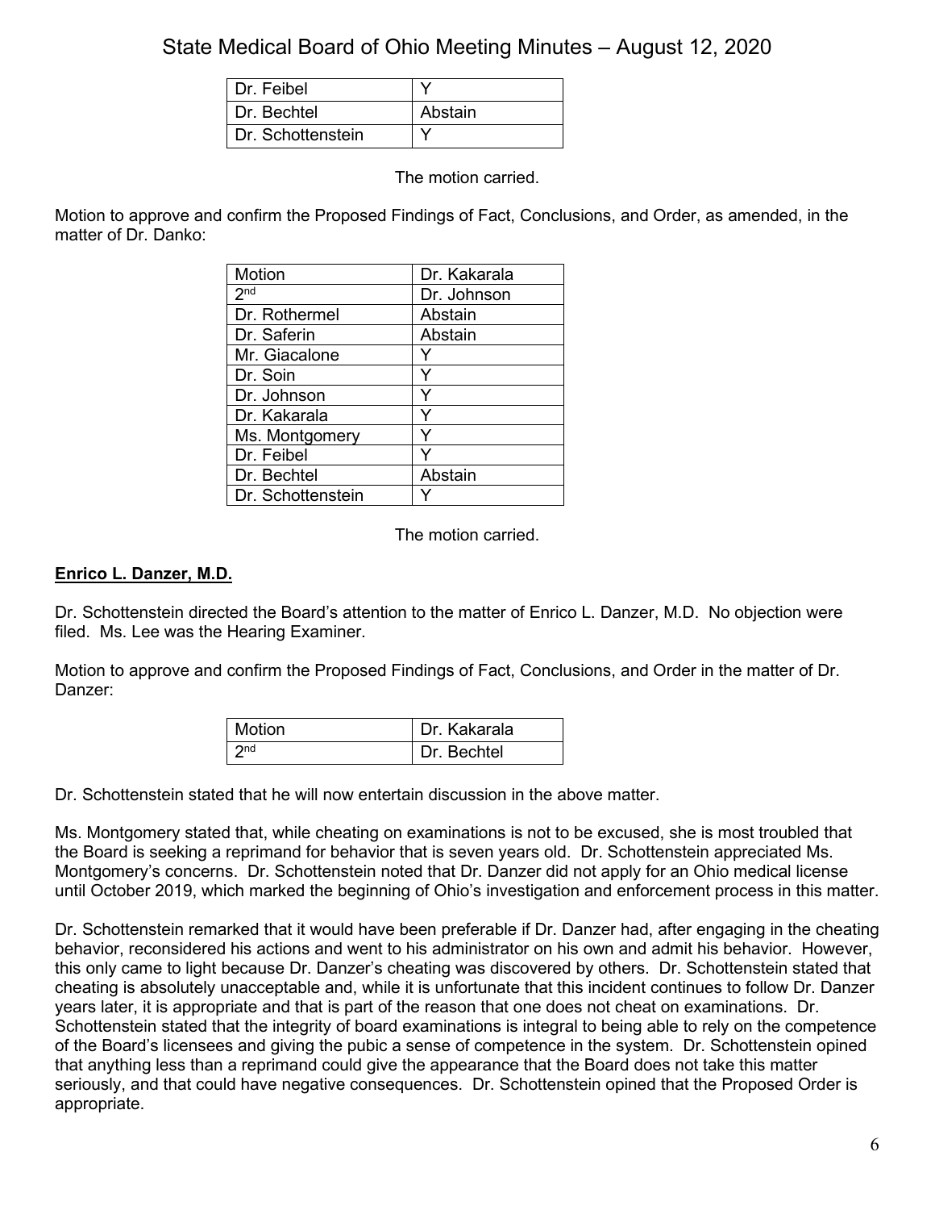| | |
|---|---|
| Dr. Feibel | Y |
| Dr. Bechtel | Abstain |
| Dr. Schottenstein | Y |

The motion carried.

Motion to approve and confirm the Proposed Findings of Fact, Conclusions, and Order, as amended, in the matter of Dr. Danko:

| | |
|---|---|
| Motion | Dr. Kakarala |
| 2nd | Dr. Johnson |
| Dr. Rothermel | Abstain |
| Dr. Saferin | Abstain |
| Mr. Giacalone | Y |
| Dr. Soin | Y |
| Dr. Johnson | Y |
| Dr. Kakarala | Y |
| Ms. Montgomery | Y |
| Dr. Feibel | Y |
| Dr. Bechtel | Abstain |
| Dr. Schottenstein | Y |

The motion carried.

**Enrico L. Danzer, M.D.**

Dr. Schottenstein directed the Board's attention to the matter of Enrico L. Danzer, M.D. No objection were filed. Ms. Lee was the Hearing Examiner.

Motion to approve and confirm the Proposed Findings of Fact, Conclusions, and Order in the matter of Dr. Danzer:

| | |
|---|---|
| Motion | Dr. Kakarala |
| 2nd | Dr. Bechtel |

Dr. Schottenstein stated that he will now entertain discussion in the above matter.

Ms. Montgomery stated that, while cheating on examinations is not to be excused, she is most troubled that the Board is seeking a reprimand for behavior that is seven years old. Dr. Schottenstein appreciated Ms. Montgomery's concerns. Dr. Schottenstein noted that Dr. Danzer did not apply for an Ohio medical license until October 2019, which marked the beginning of Ohio's investigation and enforcement process in this matter.

Dr. Schottenstein remarked that it would have been preferable if Dr. Danzer had, after engaging in the cheating behavior, reconsidered his actions and went to his administrator on his own and admit his behavior. However, this only came to light because Dr. Danzer's cheating was discovered by others. Dr. Schottenstein stated that cheating is absolutely unacceptable and, while it is unfortunate that this incident continues to follow Dr. Danzer years later, it is appropriate and that is part of the reason that one does not cheat on examinations. Dr. Schottenstein stated that the integrity of board examinations is integral to being able to rely on the competence of the Board's licensees and giving the pubic a sense of competence in the system. Dr. Schottenstein opined that anything less than a reprimand could give the appearance that the Board does not take this matter seriously, and that could have negative consequences. Dr. Schottenstein opined that the Proposed Order is appropriate.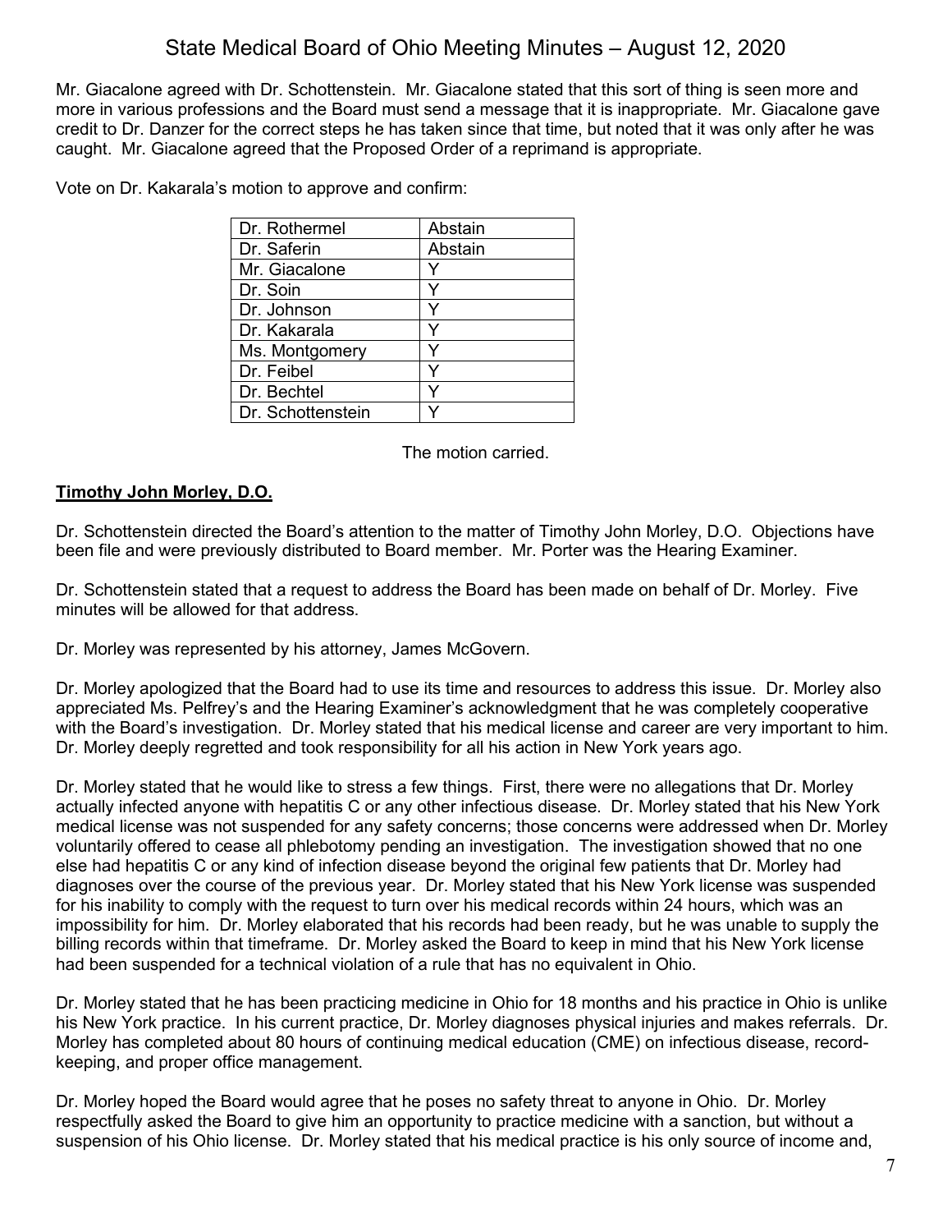Mr. Giacalone agreed with Dr. Schottenstein. Mr. Giacalone stated that this sort of thing is seen more and more in various professions and the Board must send a message that it is inappropriate. Mr. Giacalone gave credit to Dr. Danzer for the correct steps he has taken since that time, but noted that it was only after he was caught. Mr. Giacalone agreed that the Proposed Order of a reprimand is appropriate.

Vote on Dr. Kakarala's motion to approve and confirm:

| | |
|---|---|
| Dr. Rothermel | Abstain |
| Dr. Saferin | Abstain |
| Mr. Giacalone | Y |
| Dr. Soin | Y |
| Dr. Johnson | Y |
| Dr. Kakarala | Y |
| Ms. Montgomery | Y |
| Dr. Feibel | Y |
| Dr. Bechtel | Y |
| Dr. Schottenstein | Y |

The motion carried.

**Timothy John Morley, D.O.**

Dr. Schottenstein directed the Board's attention to the matter of Timothy John Morley, D.O. Objections have been file and were previously distributed to Board member. Mr. Porter was the Hearing Examiner.

Dr. Schottenstein stated that a request to address the Board has been made on behalf of Dr. Morley. Five minutes will be allowed for that address.

Dr. Morley was represented by his attorney, James McGovern.

Dr. Morley apologized that the Board had to use its time and resources to address this issue. Dr. Morley also appreciated Ms. Pelfrey's and the Hearing Examiner's acknowledgment that he was completely cooperative with the Board's investigation. Dr. Morley stated that his medical license and career are very important to him. Dr. Morley deeply regretted and took responsibility for all his action in New York years ago.

Dr. Morley stated that he would like to stress a few things. First, there were no allegations that Dr. Morley actually infected anyone with hepatitis C or any other infectious disease. Dr. Morley stated that his New York medical license was not suspended for any safety concerns; those concerns were addressed when Dr. Morley voluntarily offered to cease all phlebotomy pending an investigation. The investigation showed that no one else had hepatitis C or any kind of infection disease beyond the original few patients that Dr. Morley had diagnoses over the course of the previous year. Dr. Morley stated that his New York license was suspended for his inability to comply with the request to turn over his medical records within 24 hours, which was an impossibility for him. Dr. Morley elaborated that his records had been ready, but he was unable to supply the billing records within that timeframe. Dr. Morley asked the Board to keep in mind that his New York license had been suspended for a technical violation of a rule that has no equivalent in Ohio.

Dr. Morley stated that he has been practicing medicine in Ohio for 18 months and his practice in Ohio is unlike his New York practice. In his current practice, Dr. Morley diagnoses physical injuries and makes referrals. Dr. Morley has completed about 80 hours of continuing medical education (CME) on infectious disease, record-keeping, and proper office management.

Dr. Morley hoped the Board would agree that he poses no safety threat to anyone in Ohio. Dr. Morley respectfully asked the Board to give him an opportunity to practice medicine with a sanction, but without a suspension of his Ohio license. Dr. Morley stated that his medical practice is his only source of income and,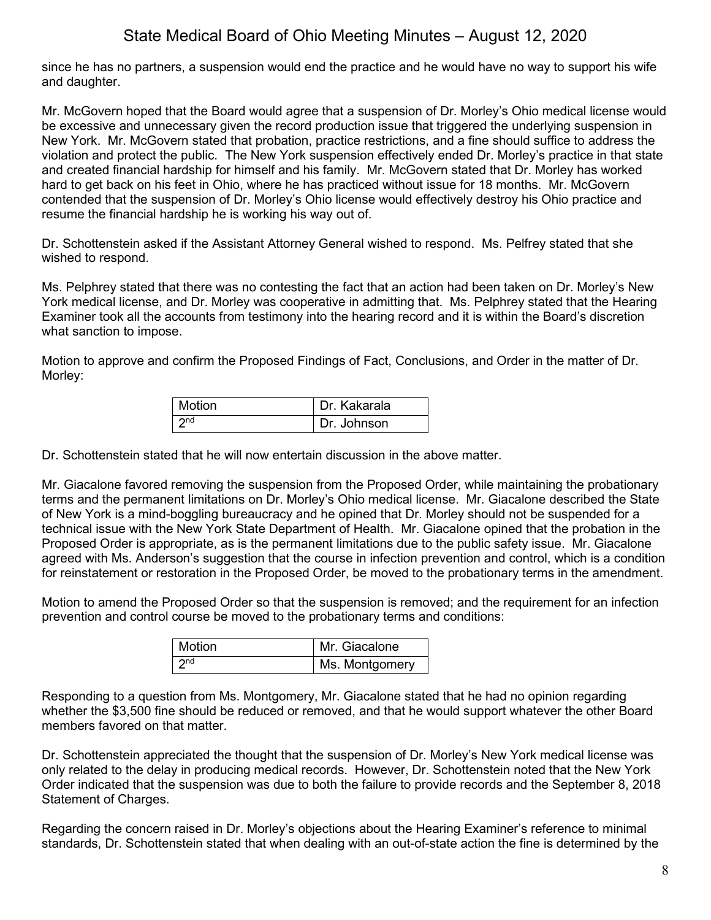since he has no partners, a suspension would end the practice and he would have no way to support his wife and daughter.

Mr. McGovern hoped that the Board would agree that a suspension of Dr. Morley's Ohio medical license would be excessive and unnecessary given the record production issue that triggered the underlying suspension in New York. Mr. McGovern stated that probation, practice restrictions, and a fine should suffice to address the violation and protect the public. The New York suspension effectively ended Dr. Morley's practice in that state and created financial hardship for himself and his family. Mr. McGovern stated that Dr. Morley has worked hard to get back on his feet in Ohio, where he has practiced without issue for 18 months. Mr. McGovern contended that the suspension of Dr. Morley's Ohio license would effectively destroy his Ohio practice and resume the financial hardship he is working his way out of.

Dr. Schottenstein asked if the Assistant Attorney General wished to respond. Ms. Pelfrey stated that she wished to respond.

Ms. Pelphrey stated that there was no contesting the fact that an action had been taken on Dr. Morley's New York medical license, and Dr. Morley was cooperative in admitting that. Ms. Pelphrey stated that the Hearing Examiner took all the accounts from testimony into the hearing record and it is within the Board's discretion what sanction to impose.

Motion to approve and confirm the Proposed Findings of Fact, Conclusions, and Order in the matter of Dr. Morley:

| Motion | Dr. Kakarala |
|---|---|
| 2nd | Dr. Johnson |

Dr. Schottenstein stated that he will now entertain discussion in the above matter.

Mr. Giacalone favored removing the suspension from the Proposed Order, while maintaining the probationary terms and the permanent limitations on Dr. Morley's Ohio medical license. Mr. Giacalone described the State of New York is a mind-boggling bureaucracy and he opined that Dr. Morley should not be suspended for a technical issue with the New York State Department of Health. Mr. Giacalone opined that the probation in the Proposed Order is appropriate, as is the permanent limitations due to the public safety issue. Mr. Giacalone agreed with Ms. Anderson's suggestion that the course in infection prevention and control, which is a condition for reinstatement or restoration in the Proposed Order, be moved to the probationary terms in the amendment.

Motion to amend the Proposed Order so that the suspension is removed; and the requirement for an infection prevention and control course be moved to the probationary terms and conditions:

| Motion | Mr. Giacalone |
|---|---|
| 2nd | Ms. Montgomery |

Responding to a question from Ms. Montgomery, Mr. Giacalone stated that he had no opinion regarding whether the $3,500 fine should be reduced or removed, and that he would support whatever the other Board members favored on that matter.

Dr. Schottenstein appreciated the thought that the suspension of Dr. Morley's New York medical license was only related to the delay in producing medical records. However, Dr. Schottenstein noted that the New York Order indicated that the suspension was due to both the failure to provide records and the September 8, 2018 Statement of Charges.

Regarding the concern raised in Dr. Morley's objections about the Hearing Examiner's reference to minimal standards, Dr. Schottenstein stated that when dealing with an out-of-state action the fine is determined by the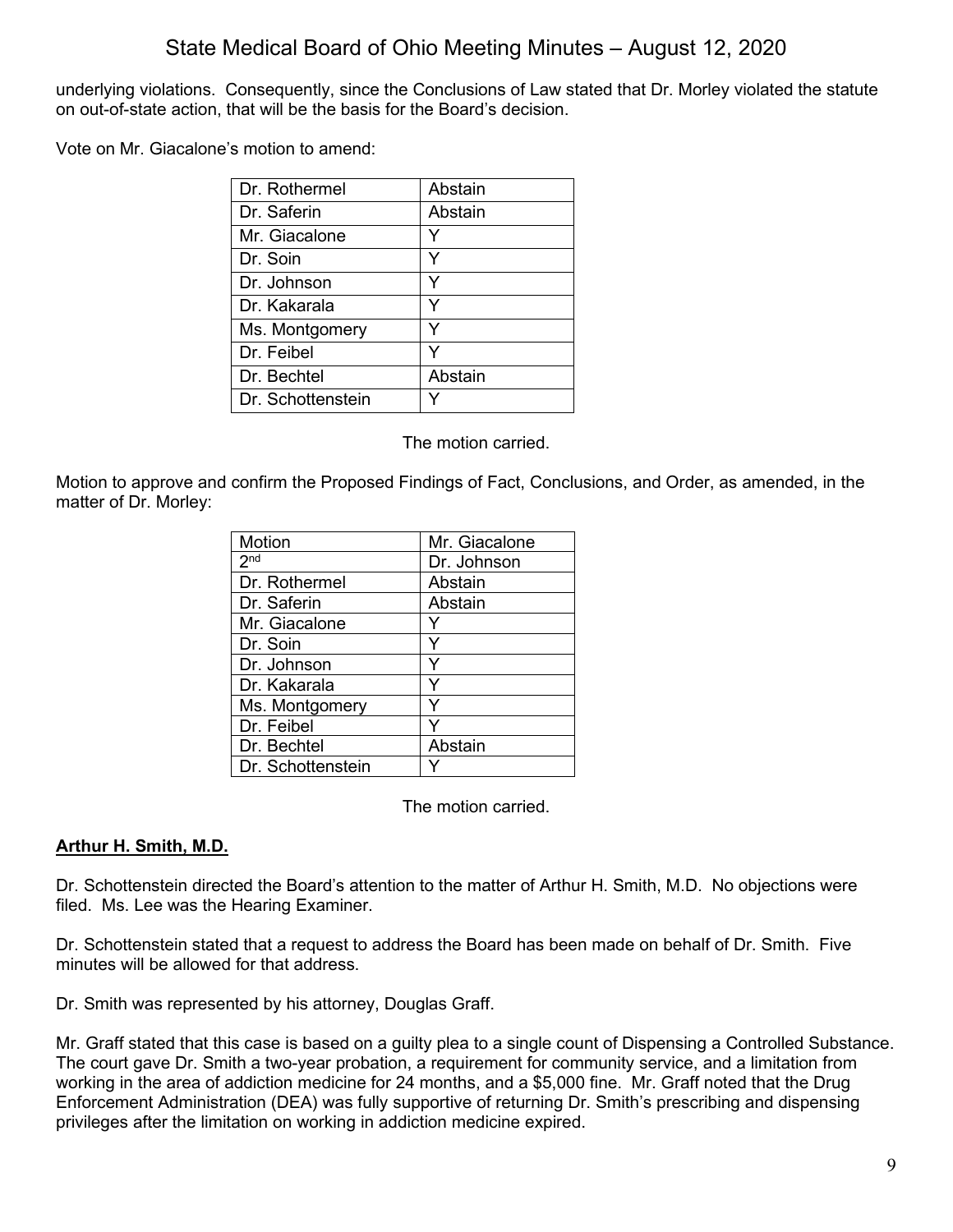underlying violations. Consequently, since the Conclusions of Law stated that Dr. Morley violated the statute on out-of-state action, that will be the basis for the Board's decision.

Vote on Mr. Giacalone's motion to amend:

| | |
|---|---|
| Dr. Rothermel | Abstain |
| Dr. Saferin | Abstain |
| Mr. Giacalone | Y |
| Dr. Soin | Y |
| Dr. Johnson | Y |
| Dr. Kakarala | Y |
| Ms. Montgomery | Y |
| Dr. Feibel | Y |
| Dr. Bechtel | Abstain |
| Dr. Schottenstein | Y |

The motion carried.

Motion to approve and confirm the Proposed Findings of Fact, Conclusions, and Order, as amended, in the matter of Dr. Morley:

| Motion | Mr. Giacalone |
|---|---|
| 2nd | Dr. Johnson |
| Dr. Rothermel | Abstain |
| Dr. Saferin | Abstain |
| Mr. Giacalone | Y |
| Dr. Soin | Y |
| Dr. Johnson | Y |
| Dr. Kakarala | Y |
| Ms. Montgomery | Y |
| Dr. Feibel | Y |
| Dr. Bechtel | Abstain |
| Dr. Schottenstein | Y |

The motion carried.

**Arthur H. Smith, M.D.**

Dr. Schottenstein directed the Board's attention to the matter of Arthur H. Smith, M.D. No objections were filed. Ms. Lee was the Hearing Examiner.

Dr. Schottenstein stated that a request to address the Board has been made on behalf of Dr. Smith. Five minutes will be allowed for that address.

Dr. Smith was represented by his attorney, Douglas Graff.

Mr. Graff stated that this case is based on a guilty plea to a single count of Dispensing a Controlled Substance. The court gave Dr. Smith a two-year probation, a requirement for community service, and a limitation from working in the area of addiction medicine for 24 months, and a $5,000 fine. Mr. Graff noted that the Drug Enforcement Administration (DEA) was fully supportive of returning Dr. Smith's prescribing and dispensing privileges after the limitation on working in addiction medicine expired.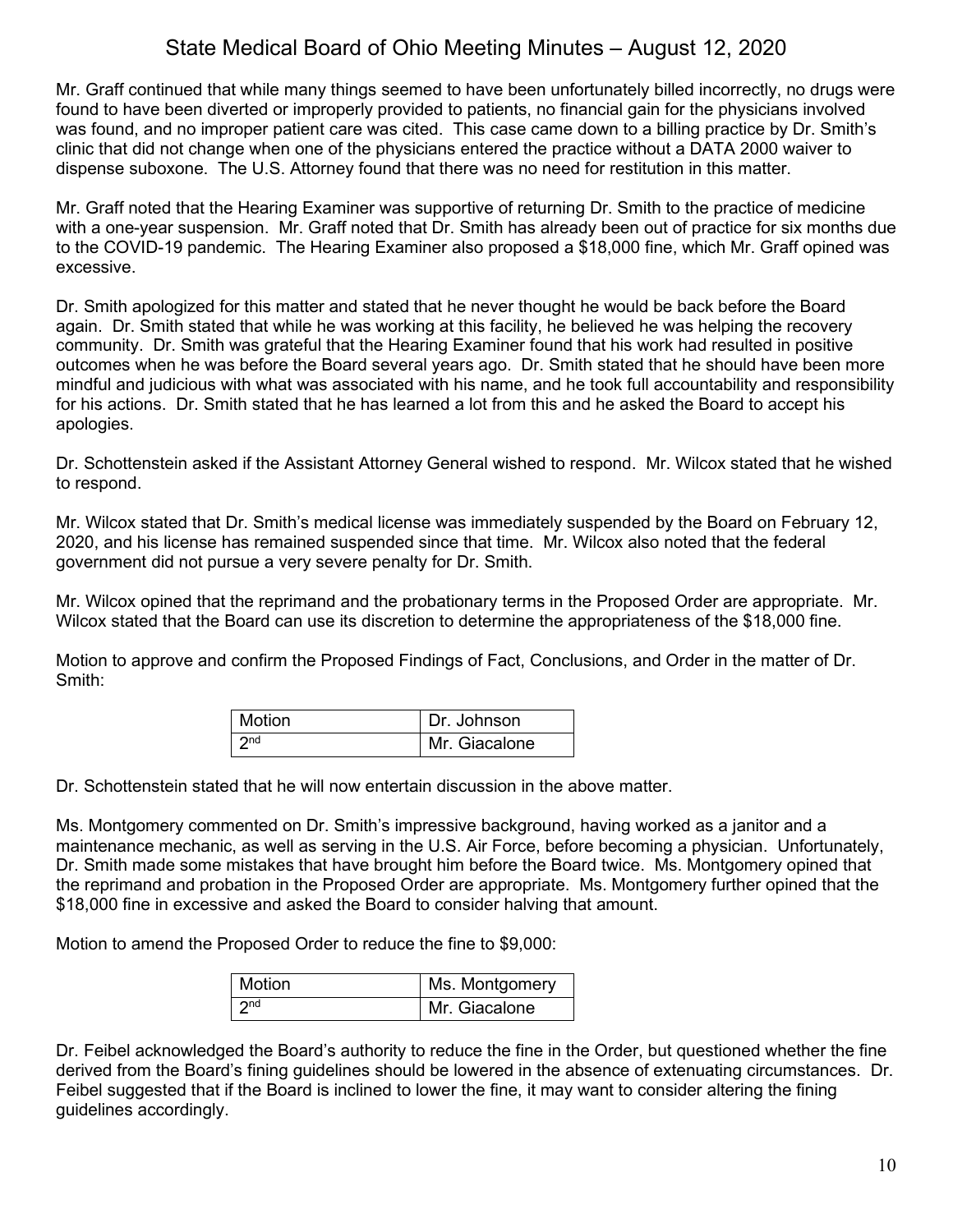Mr. Graff continued that while many things seemed to have been unfortunately billed incorrectly, no drugs were found to have been diverted or improperly provided to patients, no financial gain for the physicians involved was found, and no improper patient care was cited. This case came down to a billing practice by Dr. Smith's clinic that did not change when one of the physicians entered the practice without a DATA 2000 waiver to dispense suboxone. The U.S. Attorney found that there was no need for restitution in this matter.

Mr. Graff noted that the Hearing Examiner was supportive of returning Dr. Smith to the practice of medicine with a one-year suspension. Mr. Graff noted that Dr. Smith has already been out of practice for six months due to the COVID-19 pandemic. The Hearing Examiner also proposed a $18,000 fine, which Mr. Graff opined was excessive.

Dr. Smith apologized for this matter and stated that he never thought he would be back before the Board again. Dr. Smith stated that while he was working at this facility, he believed he was helping the recovery community. Dr. Smith was grateful that the Hearing Examiner found that his work had resulted in positive outcomes when he was before the Board several years ago. Dr. Smith stated that he should have been more mindful and judicious with what was associated with his name, and he took full accountability and responsibility for his actions. Dr. Smith stated that he has learned a lot from this and he asked the Board to accept his apologies.

Dr. Schottenstein asked if the Assistant Attorney General wished to respond. Mr. Wilcox stated that he wished to respond.

Mr. Wilcox stated that Dr. Smith's medical license was immediately suspended by the Board on February 12, 2020, and his license has remained suspended since that time. Mr. Wilcox also noted that the federal government did not pursue a very severe penalty for Dr. Smith.

Mr. Wilcox opined that the reprimand and the probationary terms in the Proposed Order are appropriate. Mr. Wilcox stated that the Board can use its discretion to determine the appropriateness of the $18,000 fine.

Motion to approve and confirm the Proposed Findings of Fact, Conclusions, and Order in the matter of Dr. Smith:

| Motion | Dr. Johnson |
|---|---|
| 2nd | Mr. Giacalone |

Dr. Schottenstein stated that he will now entertain discussion in the above matter.

Ms. Montgomery commented on Dr. Smith's impressive background, having worked as a janitor and a maintenance mechanic, as well as serving in the U.S. Air Force, before becoming a physician. Unfortunately, Dr. Smith made some mistakes that have brought him before the Board twice. Ms. Montgomery opined that the reprimand and probation in the Proposed Order are appropriate. Ms. Montgomery further opined that the $18,000 fine in excessive and asked the Board to consider halving that amount.

Motion to amend the Proposed Order to reduce the fine to $9,000:

| Motion | Ms. Montgomery |
|---|---|
| 2nd | Mr. Giacalone |

Dr. Feibel acknowledged the Board's authority to reduce the fine in the Order, but questioned whether the fine derived from the Board's fining guidelines should be lowered in the absence of extenuating circumstances. Dr. Feibel suggested that if the Board is inclined to lower the fine, it may want to consider altering the fining guidelines accordingly.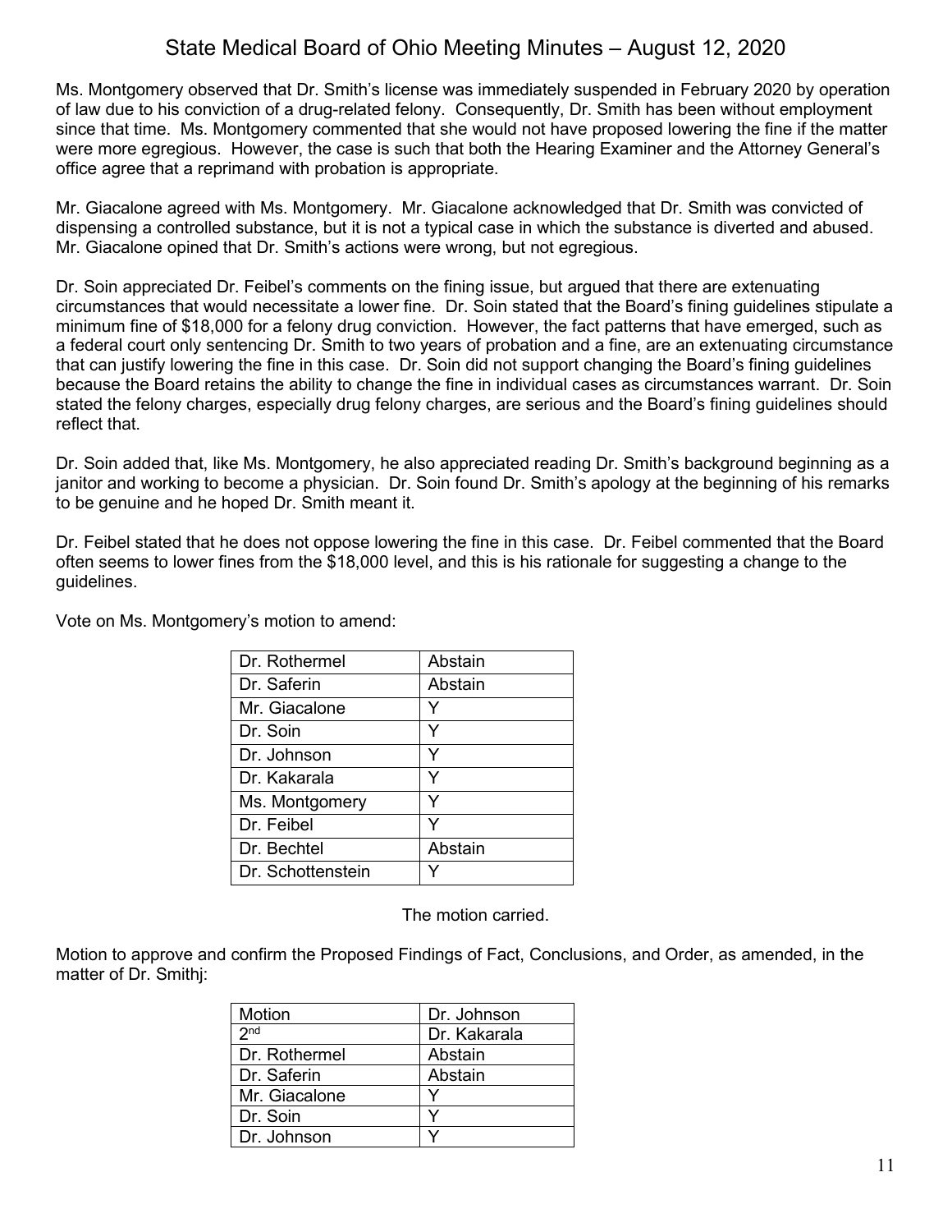Ms. Montgomery observed that Dr. Smith's license was immediately suspended in February 2020 by operation of law due to his conviction of a drug-related felony. Consequently, Dr. Smith has been without employment since that time. Ms. Montgomery commented that she would not have proposed lowering the fine if the matter were more egregious. However, the case is such that both the Hearing Examiner and the Attorney General's office agree that a reprimand with probation is appropriate.

Mr. Giacalone agreed with Ms. Montgomery. Mr. Giacalone acknowledged that Dr. Smith was convicted of dispensing a controlled substance, but it is not a typical case in which the substance is diverted and abused. Mr. Giacalone opined that Dr. Smith's actions were wrong, but not egregious.

Dr. Soin appreciated Dr. Feibel's comments on the fining issue, but argued that there are extenuating circumstances that would necessitate a lower fine. Dr. Soin stated that the Board's fining guidelines stipulate a minimum fine of $18,000 for a felony drug conviction. However, the fact patterns that have emerged, such as a federal court only sentencing Dr. Smith to two years of probation and a fine, are an extenuating circumstance that can justify lowering the fine in this case. Dr. Soin did not support changing the Board's fining guidelines because the Board retains the ability to change the fine in individual cases as circumstances warrant. Dr. Soin stated the felony charges, especially drug felony charges, are serious and the Board's fining guidelines should reflect that.

Dr. Soin added that, like Ms. Montgomery, he also appreciated reading Dr. Smith's background beginning as a janitor and working to become a physician. Dr. Soin found Dr. Smith's apology at the beginning of his remarks to be genuine and he hoped Dr. Smith meant it.

Dr. Feibel stated that he does not oppose lowering the fine in this case. Dr. Feibel commented that the Board often seems to lower fines from the $18,000 level, and this is his rationale for suggesting a change to the guidelines.

Vote on Ms. Montgomery's motion to amend:

| | |
|---|---|
| Dr. Rothermel | Abstain |
| Dr. Saferin | Abstain |
| Mr. Giacalone | Y |
| Dr. Soin | Y |
| Dr. Johnson | Y |
| Dr. Kakarala | Y |
| Ms. Montgomery | Y |
| Dr. Feibel | Y |
| Dr. Bechtel | Abstain |
| Dr. Schottenstein | Y |

The motion carried.

Motion to approve and confirm the Proposed Findings of Fact, Conclusions, and Order, as amended, in the matter of Dr. Smithj:

| Motion | Dr. Johnson |
|---|---|
| 2nd | Dr. Kakarala |
| Dr. Rothermel | Abstain |
| Dr. Saferin | Abstain |
| Mr. Giacalone | Y |
| Dr. Soin | Y |
| Dr. Johnson | Y |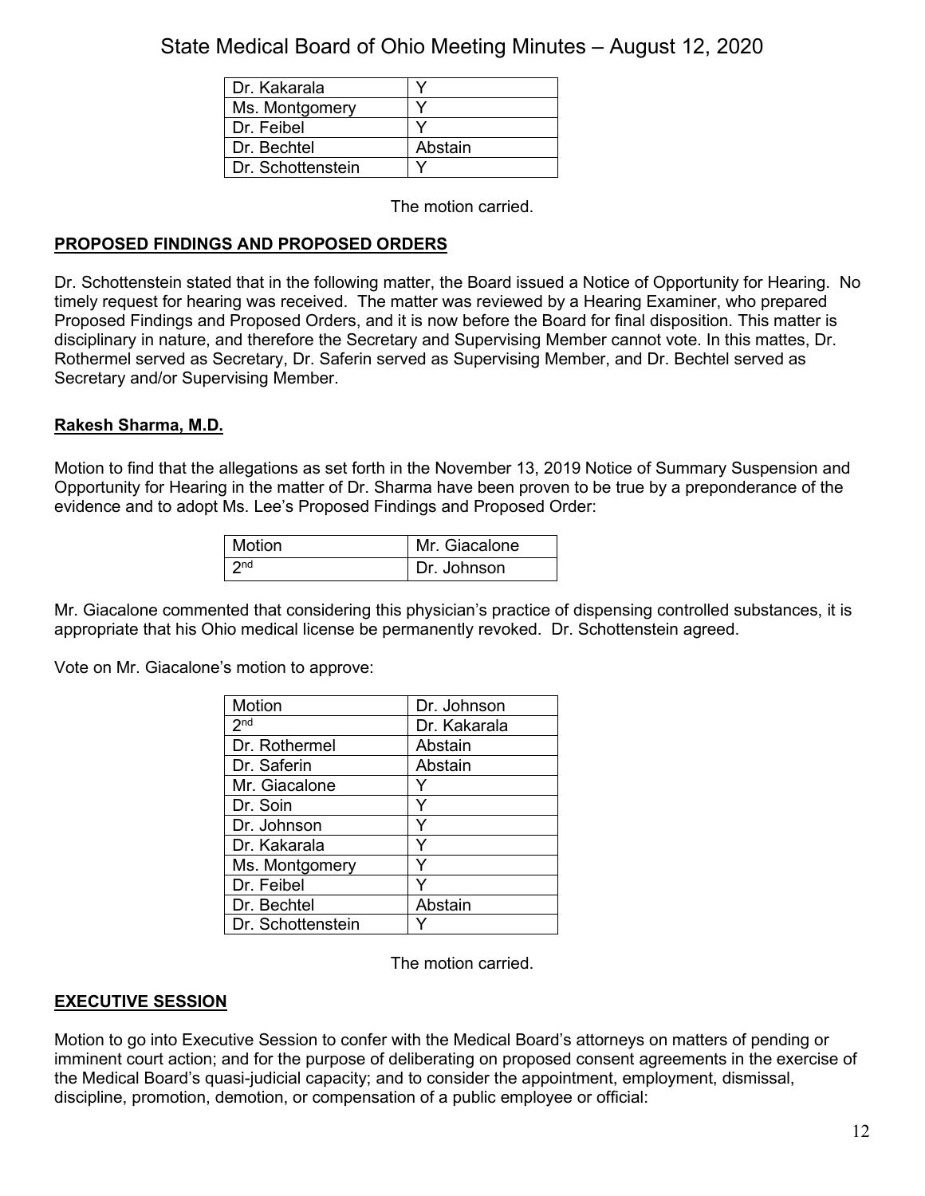| | |
|---|---|
| Dr. Kakarala | Y |
| Ms. Montgomery | Y |
| Dr. Feibel | Y |
| Dr. Bechtel | Abstain |
| Dr. Schottenstein | Y |

The motion carried.

## PROPOSED FINDINGS AND PROPOSED ORDERS

Dr. Schottenstein stated that in the following matter, the Board issued a Notice of Opportunity for Hearing. No timely request for hearing was received. The matter was reviewed by a Hearing Examiner, who prepared Proposed Findings and Proposed Orders, and it is now before the Board for final disposition. This matter is disciplinary in nature, and therefore the Secretary and Supervising Member cannot vote. In this mattes, Dr. Rothermel served as Secretary, Dr. Saferin served as Supervising Member, and Dr. Bechtel served as Secretary and/or Supervising Member.

### Rakesh Sharma, M.D.

Motion to find that the allegations as set forth in the November 13, 2019 Notice of Summary Suspension and Opportunity for Hearing in the matter of Dr. Sharma have been proven to be true by a preponderance of the evidence and to adopt Ms. Lee's Proposed Findings and Proposed Order:

| | |
|---|---|
| Motion | Mr. Giacalone |
| 2nd | Dr. Johnson |

Mr. Giacalone commented that considering this physician's practice of dispensing controlled substances, it is appropriate that his Ohio medical license be permanently revoked. Dr. Schottenstein agreed.

Vote on Mr. Giacalone's motion to approve:

| | |
|---|---|
| Motion | Dr. Johnson |
| 2nd | Dr. Kakarala |
| Dr. Rothermel | Abstain |
| Dr. Saferin | Abstain |
| Mr. Giacalone | Y |
| Dr. Soin | Y |
| Dr. Johnson | Y |
| Dr. Kakarala | Y |
| Ms. Montgomery | Y |
| Dr. Feibel | Y |
| Dr. Bechtel | Abstain |
| Dr. Schottenstein | Y |

The motion carried.

## EXECUTIVE SESSION

Motion to go into Executive Session to confer with the Medical Board's attorneys on matters of pending or imminent court action; and for the purpose of deliberating on proposed consent agreements in the exercise of the Medical Board's quasi-judicial capacity; and to consider the appointment, employment, dismissal, discipline, promotion, demotion, or compensation of a public employee or official: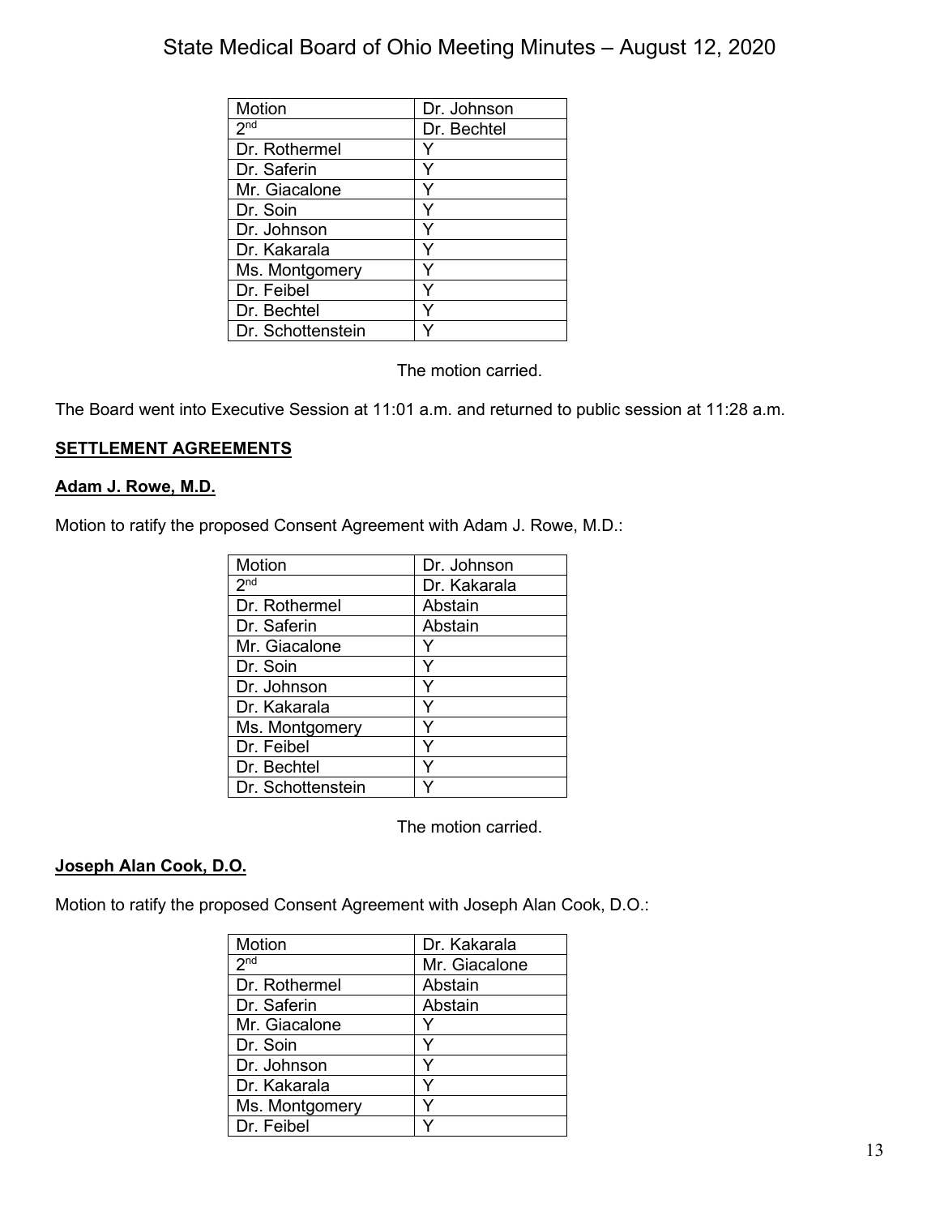| Motion | Dr. Johnson |
|---|---|
| 2nd | Dr. Bechtel |
| Dr. Rothermel | Y |
| Dr. Saferin | Y |
| Mr. Giacalone | Y |
| Dr. Soin | Y |
| Dr. Johnson | Y |
| Dr. Kakarala | Y |
| Ms. Montgomery | Y |
| Dr. Feibel | Y |
| Dr. Bechtel | Y |
| Dr. Schottenstein | Y |

The motion carried.

The Board went into Executive Session at 11:01 a.m. and returned to public session at 11:28 a.m.

## SETTLEMENT AGREEMENTS

### Adam J. Rowe, M.D.

Motion to ratify the proposed Consent Agreement with Adam J. Rowe, M.D.:

| Motion | Dr. Johnson |
|---|---|
| 2nd | Dr. Kakarala |
| Dr. Rothermel | Abstain |
| Dr. Saferin | Abstain |
| Mr. Giacalone | Y |
| Dr. Soin | Y |
| Dr. Johnson | Y |
| Dr. Kakarala | Y |
| Ms. Montgomery | Y |
| Dr. Feibel | Y |
| Dr. Bechtel | Y |
| Dr. Schottenstein | Y |

The motion carried.

### Joseph Alan Cook, D.O.

Motion to ratify the proposed Consent Agreement with Joseph Alan Cook, D.O.:

| Motion | Dr. Kakarala |
|---|---|
| 2nd | Mr. Giacalone |
| Dr. Rothermel | Abstain |
| Dr. Saferin | Abstain |
| Mr. Giacalone | Y |
| Dr. Soin | Y |
| Dr. Johnson | Y |
| Dr. Kakarala | Y |
| Ms. Montgomery | Y |
| Dr. Feibel | Y |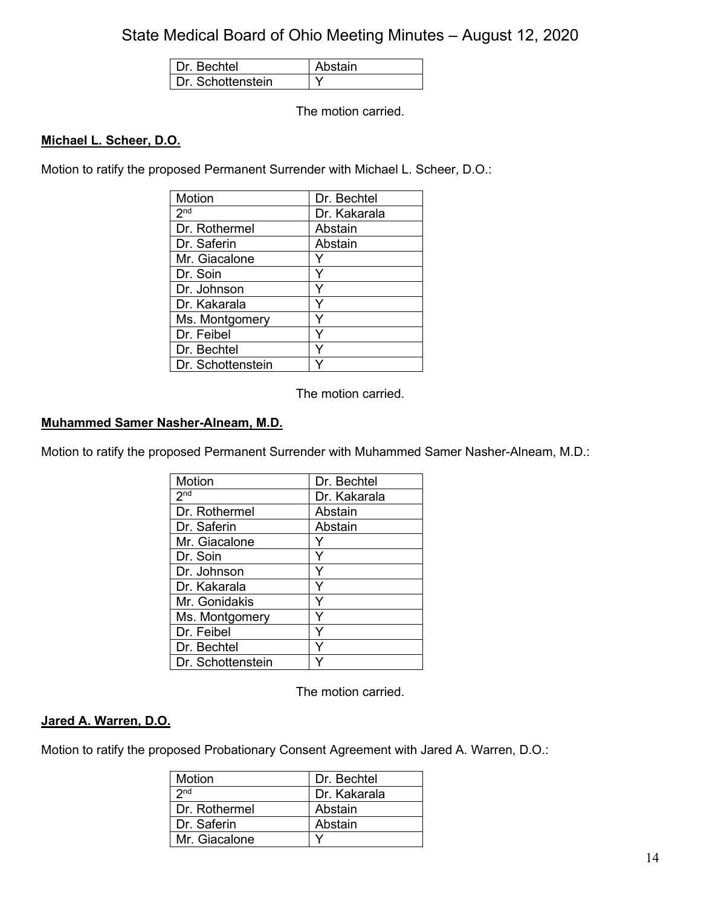| Dr. Bechtel | Abstain |
|---|---|
| Dr. Schottenstein | Y |

The motion carried.

**Michael L. Scheer, D.O.**

Motion to ratify the proposed Permanent Surrender with Michael L. Scheer, D.O.:

| Motion | Dr. Bechtel |
|---|---|
| 2nd | Dr. Kakarala |
| Dr. Rothermel | Abstain |
| Dr. Saferin | Abstain |
| Mr. Giacalone | Y |
| Dr. Soin | Y |
| Dr. Johnson | Y |
| Dr. Kakarala | Y |
| Ms. Montgomery | Y |
| Dr. Feibel | Y |
| Dr. Bechtel | Y |
| Dr. Schottenstein | Y |

The motion carried.

**Muhammed Samer Nasher-Alneam, M.D.**

Motion to ratify the proposed Permanent Surrender with Muhammed Samer Nasher-Alneam, M.D.:

| Motion | Dr. Bechtel |
|---|---|
| 2nd | Dr. Kakarala |
| Dr. Rothermel | Abstain |
| Dr. Saferin | Abstain |
| Mr. Giacalone | Y |
| Dr. Soin | Y |
| Dr. Johnson | Y |
| Dr. Kakarala | Y |
| Mr. Gonidakis | Y |
| Ms. Montgomery | Y |
| Dr. Feibel | Y |
| Dr. Bechtel | Y |
| Dr. Schottenstein | Y |

The motion carried.

**Jared A. Warren, D.O.**

Motion to ratify the proposed Probationary Consent Agreement with Jared A. Warren, D.O.:

| Motion | Dr. Bechtel |
|---|---|
| 2nd | Dr. Kakarala |
| Dr. Rothermel | Abstain |
| Dr. Saferin | Abstain |
| Mr. Giacalone | Y |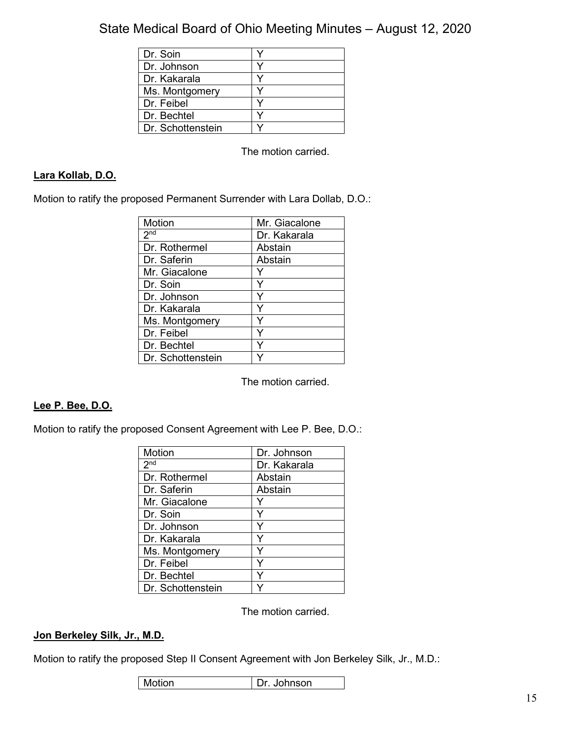| Dr. Soin | Y |
|---|---|
| Dr. Johnson | Y |
| Dr. Kakarala | Y |
| Ms. Montgomery | Y |
| Dr. Feibel | Y |
| Dr. Bechtel | Y |
| Dr. Schottenstein | Y |

The motion carried.

**Lara Kollab, D.O.**

Motion to ratify the proposed Permanent Surrender with Lara Dollab, D.O.:

| Motion | Mr. Giacalone |
|---|---|
| 2nd | Dr. Kakarala |
| Dr. Rothermel | Abstain |
| Dr. Saferin | Abstain |
| Mr. Giacalone | Y |
| Dr. Soin | Y |
| Dr. Johnson | Y |
| Dr. Kakarala | Y |
| Ms. Montgomery | Y |
| Dr. Feibel | Y |
| Dr. Bechtel | Y |
| Dr. Schottenstein | Y |

The motion carried.

**Lee P. Bee, D.O.**

Motion to ratify the proposed Consent Agreement with Lee P. Bee, D.O.:

| Motion | Dr. Johnson |
|---|---|
| 2nd | Dr. Kakarala |
| Dr. Rothermel | Abstain |
| Dr. Saferin | Abstain |
| Mr. Giacalone | Y |
| Dr. Soin | Y |
| Dr. Johnson | Y |
| Dr. Kakarala | Y |
| Ms. Montgomery | Y |
| Dr. Feibel | Y |
| Dr. Bechtel | Y |
| Dr. Schottenstein | Y |

The motion carried.

**Jon Berkeley Silk, Jr., M.D.**

Motion to ratify the proposed Step II Consent Agreement with Jon Berkeley Silk, Jr., M.D.:

| Motion | Dr. Johnson |
|---|---|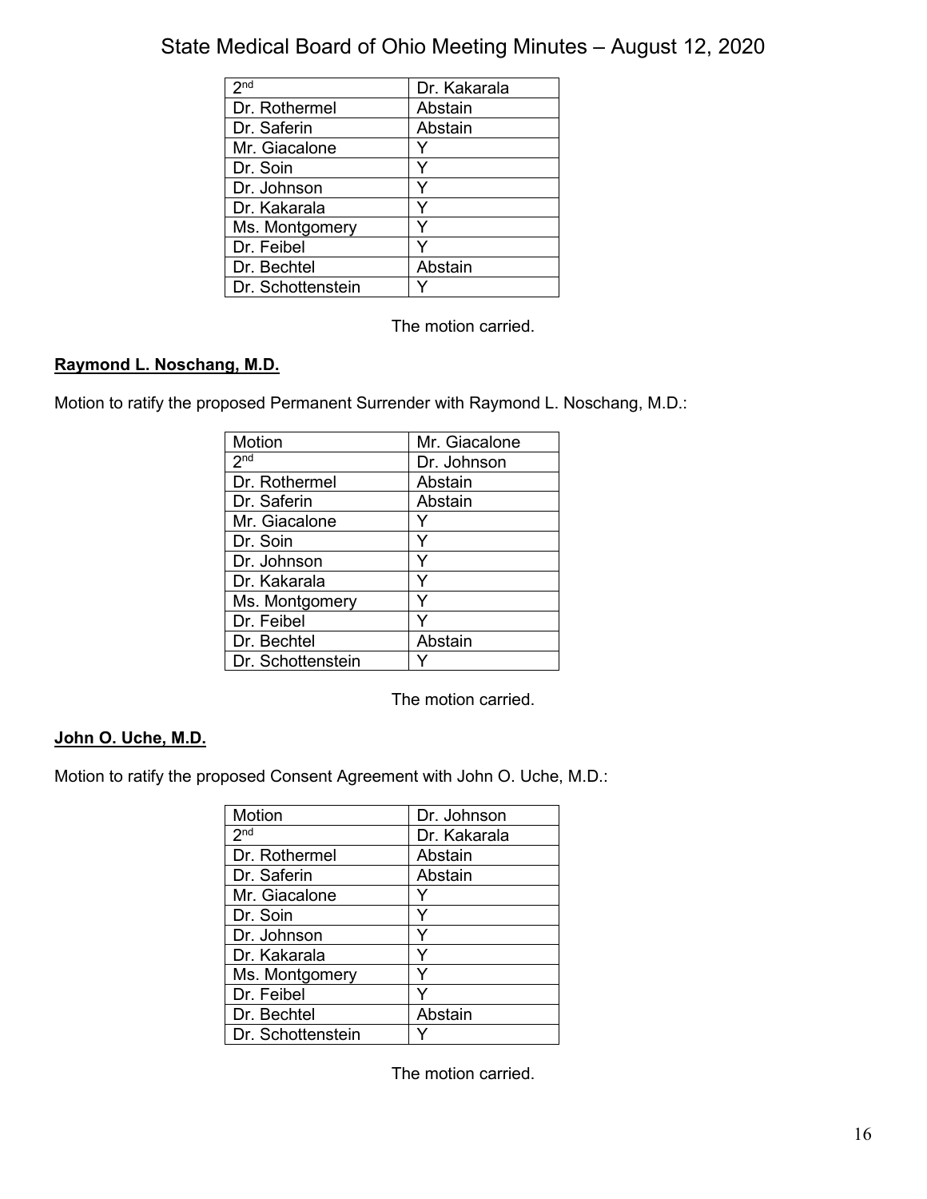| 2nd | Dr. Kakarala |
| --- | --- |
| Dr. Rothermel | Abstain |
| Dr. Saferin | Abstain |
| Mr. Giacalone | Y |
| Dr. Soin | Y |
| Dr. Johnson | Y |
| Dr. Kakarala | Y |
| Ms. Montgomery | Y |
| Dr. Feibel | Y |
| Dr. Bechtel | Abstain |
| Dr. Schottenstein | Y |

The motion carried.

**Raymond L. Noschang, M.D.**

Motion to ratify the proposed Permanent Surrender with Raymond L. Noschang, M.D.:

| Motion | Mr. Giacalone |
| --- | --- |
| 2nd | Dr. Johnson |
| Dr. Rothermel | Abstain |
| Dr. Saferin | Abstain |
| Mr. Giacalone | Y |
| Dr. Soin | Y |
| Dr. Johnson | Y |
| Dr. Kakarala | Y |
| Ms. Montgomery | Y |
| Dr. Feibel | Y |
| Dr. Bechtel | Abstain |
| Dr. Schottenstein | Y |

The motion carried.

**John O. Uche, M.D.**

Motion to ratify the proposed Consent Agreement with John O. Uche, M.D.:

| Motion | Dr. Johnson |
| --- | --- |
| 2nd | Dr. Kakarala |
| Dr. Rothermel | Abstain |
| Dr. Saferin | Abstain |
| Mr. Giacalone | Y |
| Dr. Soin | Y |
| Dr. Johnson | Y |
| Dr. Kakarala | Y |
| Ms. Montgomery | Y |
| Dr. Feibel | Y |
| Dr. Bechtel | Abstain |
| Dr. Schottenstein | Y |

The motion carried.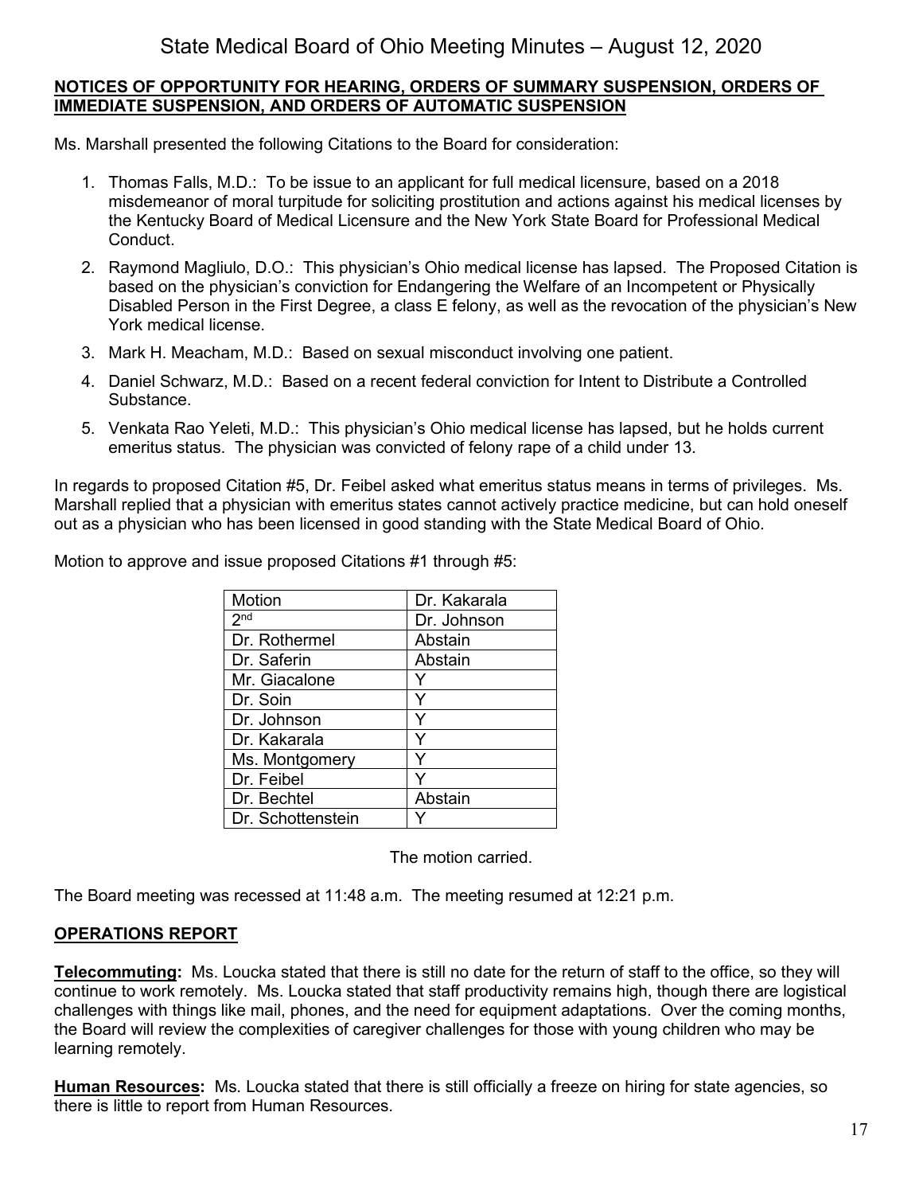**NOTICES OF OPPORTUNITY FOR HEARING, ORDERS OF SUMMARY SUSPENSION, ORDERS OF IMMEDIATE SUSPENSION, AND ORDERS OF AUTOMATIC SUSPENSION**

Ms. Marshall presented the following Citations to the Board for consideration:

1. Thomas Falls, M.D.: To be issue to an applicant for full medical licensure, based on a 2018 misdemeanor of moral turpitude for soliciting prostitution and actions against his medical licenses by the Kentucky Board of Medical Licensure and the New York State Board for Professional Medical Conduct.
2. Raymond Magliulo, D.O.: This physician's Ohio medical license has lapsed. The Proposed Citation is based on the physician's conviction for Endangering the Welfare of an Incompetent or Physically Disabled Person in the First Degree, a class E felony, as well as the revocation of the physician's New York medical license.
3. Mark H. Meacham, M.D.: Based on sexual misconduct involving one patient.
4. Daniel Schwarz, M.D.: Based on a recent federal conviction for Intent to Distribute a Controlled Substance.
5. Venkata Rao Yeleti, M.D.: This physician's Ohio medical license has lapsed, but he holds current emeritus status. The physician was convicted of felony rape of a child under 13.

In regards to proposed Citation #5, Dr. Feibel asked what emeritus status means in terms of privileges. Ms. Marshall replied that a physician with emeritus states cannot actively practice medicine, but can hold oneself out as a physician who has been licensed in good standing with the State Medical Board of Ohio.

Motion to approve and issue proposed Citations #1 through #5:

| Motion | Dr. Kakarala |
|---|---|
| 2nd | Dr. Johnson |
| Dr. Rothermel | Abstain |
| Dr. Saferin | Abstain |
| Mr. Giacalone | Y |
| Dr. Soin | Y |
| Dr. Johnson | Y |
| Dr. Kakarala | Y |
| Ms. Montgomery | Y |
| Dr. Feibel | Y |
| Dr. Bechtel | Abstain |
| Dr. Schottenstein | Y |

The motion carried.

The Board meeting was recessed at 11:48 a.m. The meeting resumed at 12:21 p.m.

**OPERATIONS REPORT**

**Telecommuting:** Ms. Loucka stated that there is still no date for the return of staff to the office, so they will continue to work remotely. Ms. Loucka stated that staff productivity remains high, though there are logistical challenges with things like mail, phones, and the need for equipment adaptations. Over the coming months, the Board will review the complexities of caregiver challenges for those with young children who may be learning remotely.

**Human Resources:** Ms. Loucka stated that there is still officially a freeze on hiring for state agencies, so there is little to report from Human Resources.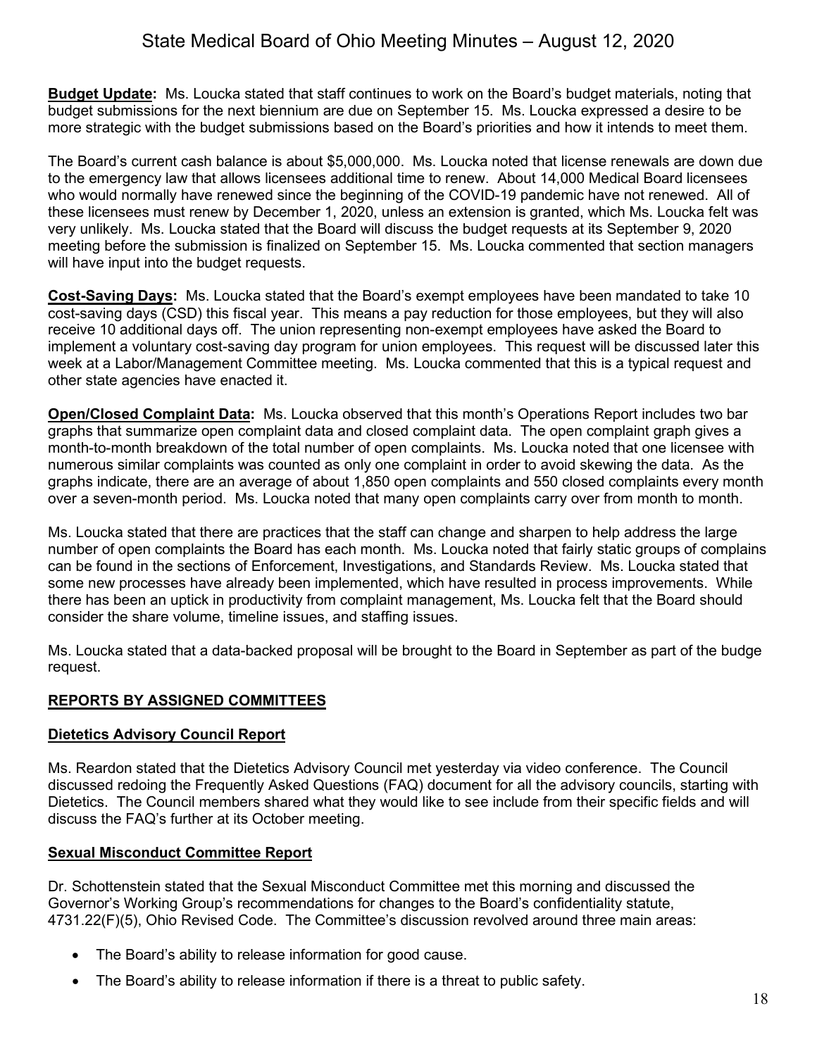**Budget Update:** Ms. Loucka stated that staff continues to work on the Board's budget materials, noting that budget submissions for the next biennium are due on September 15. Ms. Loucka expressed a desire to be more strategic with the budget submissions based on the Board's priorities and how it intends to meet them.

The Board's current cash balance is about $5,000,000. Ms. Loucka noted that license renewals are down due to the emergency law that allows licensees additional time to renew. About 14,000 Medical Board licensees who would normally have renewed since the beginning of the COVID-19 pandemic have not renewed. All of these licensees must renew by December 1, 2020, unless an extension is granted, which Ms. Loucka felt was very unlikely. Ms. Loucka stated that the Board will discuss the budget requests at its September 9, 2020 meeting before the submission is finalized on September 15. Ms. Loucka commented that section managers will have input into the budget requests.

**Cost-Saving Days:** Ms. Loucka stated that the Board's exempt employees have been mandated to take 10 cost-saving days (CSD) this fiscal year. This means a pay reduction for those employees, but they will also receive 10 additional days off. The union representing non-exempt employees have asked the Board to implement a voluntary cost-saving day program for union employees. This request will be discussed later this week at a Labor/Management Committee meeting. Ms. Loucka commented that this is a typical request and other state agencies have enacted it.

**Open/Closed Complaint Data:** Ms. Loucka observed that this month's Operations Report includes two bar graphs that summarize open complaint data and closed complaint data. The open complaint graph gives a month-to-month breakdown of the total number of open complaints. Ms. Loucka noted that one licensee with numerous similar complaints was counted as only one complaint in order to avoid skewing the data. As the graphs indicate, there are an average of about 1,850 open complaints and 550 closed complaints every month over a seven-month period. Ms. Loucka noted that many open complaints carry over from month to month.

Ms. Loucka stated that there are practices that the staff can change and sharpen to help address the large number of open complaints the Board has each month. Ms. Loucka noted that fairly static groups of complains can be found in the sections of Enforcement, Investigations, and Standards Review. Ms. Loucka stated that some new processes have already been implemented, which have resulted in process improvements. While there has been an uptick in productivity from complaint management, Ms. Loucka felt that the Board should consider the share volume, timeline issues, and staffing issues.

Ms. Loucka stated that a data-backed proposal will be brought to the Board in September as part of the budge request.

## REPORTS BY ASSIGNED COMMITTEES

### Dietetics Advisory Council Report

Ms. Reardon stated that the Dietetics Advisory Council met yesterday via video conference. The Council discussed redoing the Frequently Asked Questions (FAQ) document for all the advisory councils, starting with Dietetics. The Council members shared what they would like to see include from their specific fields and will discuss the FAQ's further at its October meeting.

### Sexual Misconduct Committee Report

Dr. Schottenstein stated that the Sexual Misconduct Committee met this morning and discussed the Governor's Working Group's recommendations for changes to the Board's confidentiality statute, 4731.22(F)(5), Ohio Revised Code. The Committee's discussion revolved around three main areas:

- The Board's ability to release information for good cause.
- The Board's ability to release information if there is a threat to public safety.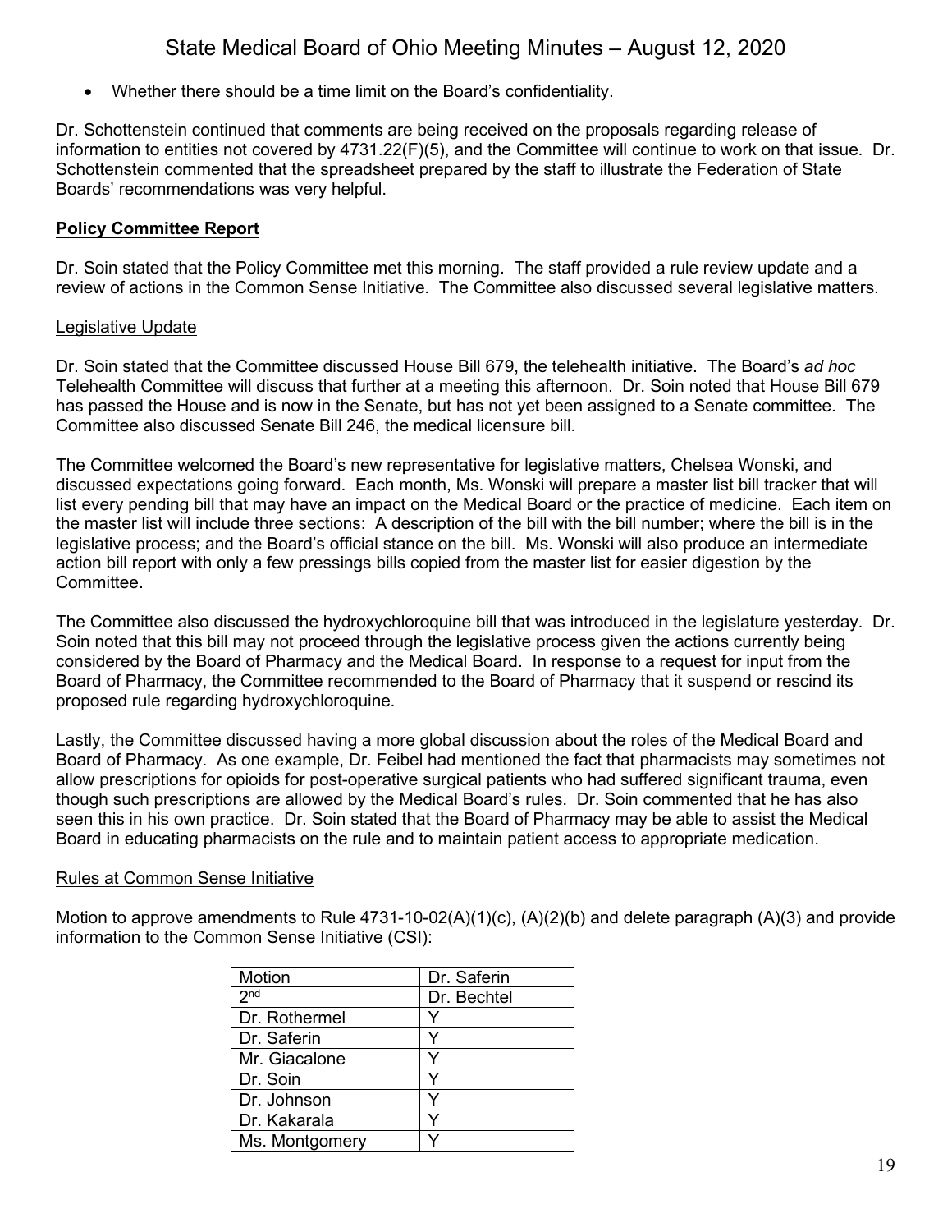- Whether there should be a time limit on the Board's confidentiality.

Dr. Schottenstein continued that comments are being received on the proposals regarding release of information to entities not covered by 4731.22(F)(5), and the Committee will continue to work on that issue. Dr. Schottenstein commented that the spreadsheet prepared by the staff to illustrate the Federation of State Boards' recommendations was very helpful.

## Policy Committee Report

Dr. Soin stated that the Policy Committee met this morning. The staff provided a rule review update and a review of actions in the Common Sense Initiative. The Committee also discussed several legislative matters.

### Legislative Update

Dr. Soin stated that the Committee discussed House Bill 679, the telehealth initiative. The Board's *ad hoc* Telehealth Committee will discuss that further at a meeting this afternoon. Dr. Soin noted that House Bill 679 has passed the House and is now in the Senate, but has not yet been assigned to a Senate committee. The Committee also discussed Senate Bill 246, the medical licensure bill.

The Committee welcomed the Board's new representative for legislative matters, Chelsea Wonski, and discussed expectations going forward. Each month, Ms. Wonski will prepare a master list bill tracker that will list every pending bill that may have an impact on the Medical Board or the practice of medicine. Each item on the master list will include three sections: A description of the bill with the bill number; where the bill is in the legislative process; and the Board's official stance on the bill. Ms. Wonski will also produce an intermediate action bill report with only a few pressings bills copied from the master list for easier digestion by the Committee.

The Committee also discussed the hydroxychloroquine bill that was introduced in the legislature yesterday. Dr. Soin noted that this bill may not proceed through the legislative process given the actions currently being considered by the Board of Pharmacy and the Medical Board. In response to a request for input from the Board of Pharmacy, the Committee recommended to the Board of Pharmacy that it suspend or rescind its proposed rule regarding hydroxychloroquine.

Lastly, the Committee discussed having a more global discussion about the roles of the Medical Board and Board of Pharmacy. As one example, Dr. Feibel had mentioned the fact that pharmacists may sometimes not allow prescriptions for opioids for post-operative surgical patients who had suffered significant trauma, even though such prescriptions are allowed by the Medical Board's rules. Dr. Soin commented that he has also seen this in his own practice. Dr. Soin stated that the Board of Pharmacy may be able to assist the Medical Board in educating pharmacists on the rule and to maintain patient access to appropriate medication.

### Rules at Common Sense Initiative

Motion to approve amendments to Rule 4731-10-02(A)(1)(c), (A)(2)(b) and delete paragraph (A)(3) and provide information to the Common Sense Initiative (CSI):

| Motion | Dr. Saferin |
|---|---|
| 2nd | Dr. Bechtel |
| Dr. Rothermel | Y |
| Dr. Saferin | Y |
| Mr. Giacalone | Y |
| Dr. Soin | Y |
| Dr. Johnson | Y |
| Dr. Kakarala | Y |
| Ms. Montgomery | Y |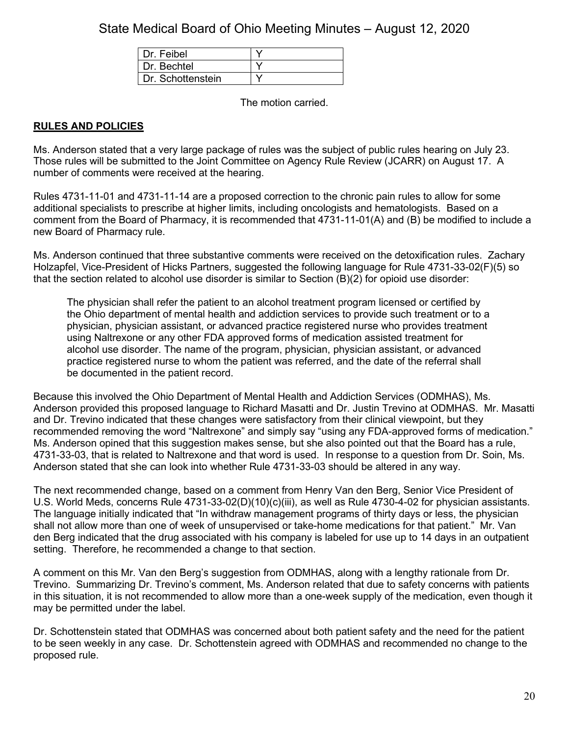| Dr. Feibel | Y |
| --- | --- |
| Dr. Bechtel | Y |
| Dr. Schottenstein | Y |

The motion carried.

**RULES AND POLICIES**

Ms. Anderson stated that a very large package of rules was the subject of public rules hearing on July 23. Those rules will be submitted to the Joint Committee on Agency Rule Review (JCARR) on August 17. A number of comments were received at the hearing.

Rules 4731-11-01 and 4731-11-14 are a proposed correction to the chronic pain rules to allow for some additional specialists to prescribe at higher limits, including oncologists and hematologists. Based on a comment from the Board of Pharmacy, it is recommended that 4731-11-01(A) and (B) be modified to include a new Board of Pharmacy rule.

Ms. Anderson continued that three substantive comments were received on the detoxification rules. Zachary Holzapfel, Vice-President of Hicks Partners, suggested the following language for Rule 4731-33-02(F)(5) so that the section related to alcohol use disorder is similar to Section (B)(2) for opioid use disorder:

> The physician shall refer the patient to an alcohol treatment program licensed or certified by the Ohio department of mental health and addiction services to provide such treatment or to a physician, physician assistant, or advanced practice registered nurse who provides treatment using Naltrexone or any other FDA approved forms of medication assisted treatment for alcohol use disorder. The name of the program, physician, physician assistant, or advanced practice registered nurse to whom the patient was referred, and the date of the referral shall be documented in the patient record.

Because this involved the Ohio Department of Mental Health and Addiction Services (ODMHAS), Ms. Anderson provided this proposed language to Richard Masatti and Dr. Justin Trevino at ODMHAS. Mr. Masatti and Dr. Trevino indicated that these changes were satisfactory from their clinical viewpoint, but they recommended removing the word "Naltrexone" and simply say "using any FDA-approved forms of medication." Ms. Anderson opined that this suggestion makes sense, but she also pointed out that the Board has a rule, 4731-33-03, that is related to Naltrexone and that word is used. In response to a question from Dr. Soin, Ms. Anderson stated that she can look into whether Rule 4731-33-03 should be altered in any way.

The next recommended change, based on a comment from Henry Van den Berg, Senior Vice President of U.S. World Meds, concerns Rule 4731-33-02(D)(10)(c)(iii), as well as Rule 4730-4-02 for physician assistants. The language initially indicated that "In withdraw management programs of thirty days or less, the physician shall not allow more than one of week of unsupervised or take-home medications for that patient." Mr. Van den Berg indicated that the drug associated with his company is labeled for use up to 14 days in an outpatient setting. Therefore, he recommended a change to that section.

A comment on this Mr. Van den Berg's suggestion from ODMHAS, along with a lengthy rationale from Dr. Trevino. Summarizing Dr. Trevino's comment, Ms. Anderson related that due to safety concerns with patients in this situation, it is not recommended to allow more than a one-week supply of the medication, even though it may be permitted under the label.

Dr. Schottenstein stated that ODMHAS was concerned about both patient safety and the need for the patient to be seen weekly in any case. Dr. Schottenstein agreed with ODMHAS and recommended no change to the proposed rule.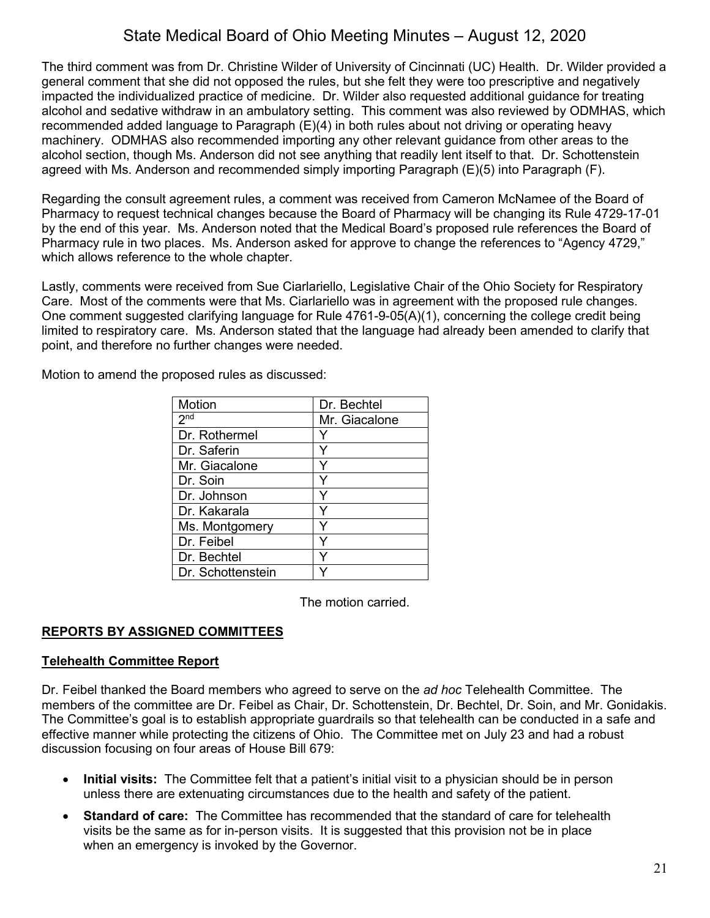The third comment was from Dr. Christine Wilder of University of Cincinnati (UC) Health. Dr. Wilder provided a general comment that she did not opposed the rules, but she felt they were too prescriptive and negatively impacted the individualized practice of medicine. Dr. Wilder also requested additional guidance for treating alcohol and sedative withdraw in an ambulatory setting. This comment was also reviewed by ODMHAS, which recommended added language to Paragraph (E)(4) in both rules about not driving or operating heavy machinery. ODMHAS also recommended importing any other relevant guidance from other areas to the alcohol section, though Ms. Anderson did not see anything that readily lent itself to that. Dr. Schottenstein agreed with Ms. Anderson and recommended simply importing Paragraph (E)(5) into Paragraph (F).

Regarding the consult agreement rules, a comment was received from Cameron McNamee of the Board of Pharmacy to request technical changes because the Board of Pharmacy will be changing its Rule 4729-17-01 by the end of this year. Ms. Anderson noted that the Medical Board's proposed rule references the Board of Pharmacy rule in two places. Ms. Anderson asked for approve to change the references to "Agency 4729," which allows reference to the whole chapter.

Lastly, comments were received from Sue Ciarlariello, Legislative Chair of the Ohio Society for Respiratory Care. Most of the comments were that Ms. Ciarlariello was in agreement with the proposed rule changes. One comment suggested clarifying language for Rule 4761-9-05(A)(1), concerning the college credit being limited to respiratory care. Ms. Anderson stated that the language had already been amended to clarify that point, and therefore no further changes were needed.

Motion to amend the proposed rules as discussed:

| Motion | Dr. Bechtel |
|---|---|
| 2nd | Mr. Giacalone |
| Dr. Rothermel | Y |
| Dr. Saferin | Y |
| Mr. Giacalone | Y |
| Dr. Soin | Y |
| Dr. Johnson | Y |
| Dr. Kakarala | Y |
| Ms. Montgomery | Y |
| Dr. Feibel | Y |
| Dr. Bechtel | Y |
| Dr. Schottenstein | Y |

The motion carried.

## REPORTS BY ASSIGNED COMMITTEES

### Telehealth Committee Report

Dr. Feibel thanked the Board members who agreed to serve on the *ad hoc* Telehealth Committee. The members of the committee are Dr. Feibel as Chair, Dr. Schottenstein, Dr. Bechtel, Dr. Soin, and Mr. Gonidakis. The Committee's goal is to establish appropriate guardrails so that telehealth can be conducted in a safe and effective manner while protecting the citizens of Ohio. The Committee met on July 23 and had a robust discussion focusing on four areas of House Bill 679:

- **Initial visits:** The Committee felt that a patient's initial visit to a physician should be in person unless there are extenuating circumstances due to the health and safety of the patient.
- **Standard of care:** The Committee has recommended that the standard of care for telehealth visits be the same as for in-person visits. It is suggested that this provision not be in place when an emergency is invoked by the Governor.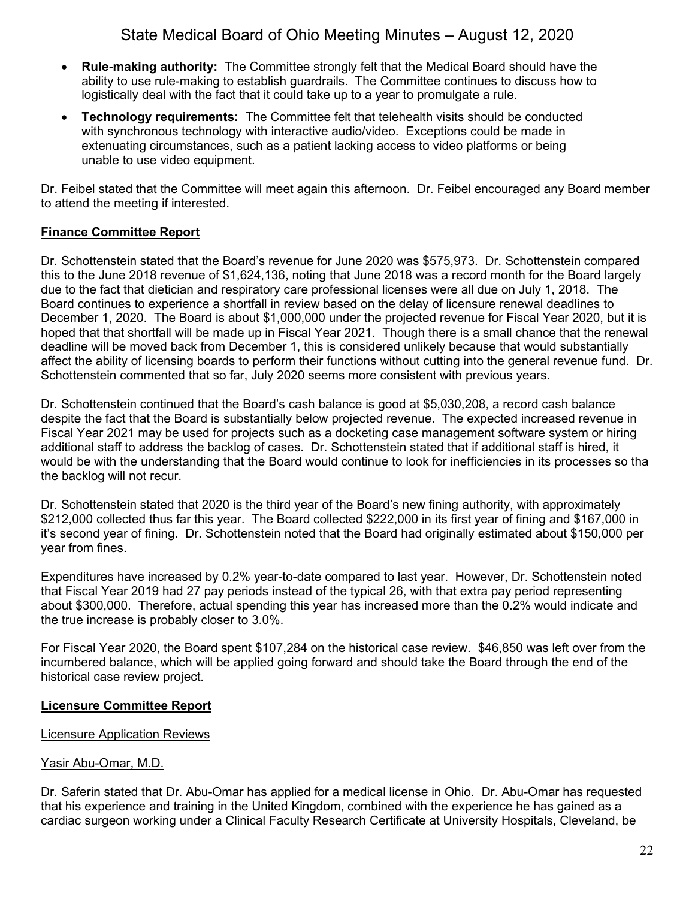- **Rule-making authority:** The Committee strongly felt that the Medical Board should have the ability to use rule-making to establish guardrails. The Committee continues to discuss how to logistically deal with the fact that it could take up to a year to promulgate a rule.
- **Technology requirements:** The Committee felt that telehealth visits should be conducted with synchronous technology with interactive audio/video. Exceptions could be made in extenuating circumstances, such as a patient lacking access to video platforms or being unable to use video equipment.

Dr. Feibel stated that the Committee will meet again this afternoon. Dr. Feibel encouraged any Board member to attend the meeting if interested.

**Finance Committee Report**

Dr. Schottenstein stated that the Board's revenue for June 2020 was $575,973. Dr. Schottenstein compared this to the June 2018 revenue of $1,624,136, noting that June 2018 was a record month for the Board largely due to the fact that dietician and respiratory care professional licenses were all due on July 1, 2018. The Board continues to experience a shortfall in review based on the delay of licensure renewal deadlines to December 1, 2020. The Board is about $1,000,000 under the projected revenue for Fiscal Year 2020, but it is hoped that that shortfall will be made up in Fiscal Year 2021. Though there is a small chance that the renewal deadline will be moved back from December 1, this is considered unlikely because that would substantially affect the ability of licensing boards to perform their functions without cutting into the general revenue fund. Dr. Schottenstein commented that so far, July 2020 seems more consistent with previous years.

Dr. Schottenstein continued that the Board's cash balance is good at $5,030,208, a record cash balance despite the fact that the Board is substantially below projected revenue. The expected increased revenue in Fiscal Year 2021 may be used for projects such as a docketing case management software system or hiring additional staff to address the backlog of cases. Dr. Schottenstein stated that if additional staff is hired, it would be with the understanding that the Board would continue to look for inefficiencies in its processes so tha the backlog will not recur.

Dr. Schottenstein stated that 2020 is the third year of the Board's new fining authority, with approximately $212,000 collected thus far this year. The Board collected $222,000 in its first year of fining and $167,000 in it's second year of fining. Dr. Schottenstein noted that the Board had originally estimated about $150,000 per year from fines.

Expenditures have increased by 0.2% year-to-date compared to last year. However, Dr. Schottenstein noted that Fiscal Year 2019 had 27 pay periods instead of the typical 26, with that extra pay period representing about $300,000. Therefore, actual spending this year has increased more than the 0.2% would indicate and the true increase is probably closer to 3.0%.

For Fiscal Year 2020, the Board spent $107,284 on the historical case review. $46,850 was left over from the incumbered balance, which will be applied going forward and should take the Board through the end of the historical case review project.

**Licensure Committee Report**

Licensure Application Reviews

Yasir Abu-Omar, M.D.

Dr. Saferin stated that Dr. Abu-Omar has applied for a medical license in Ohio. Dr. Abu-Omar has requested that his experience and training in the United Kingdom, combined with the experience he has gained as a cardiac surgeon working under a Clinical Faculty Research Certificate at University Hospitals, Cleveland, be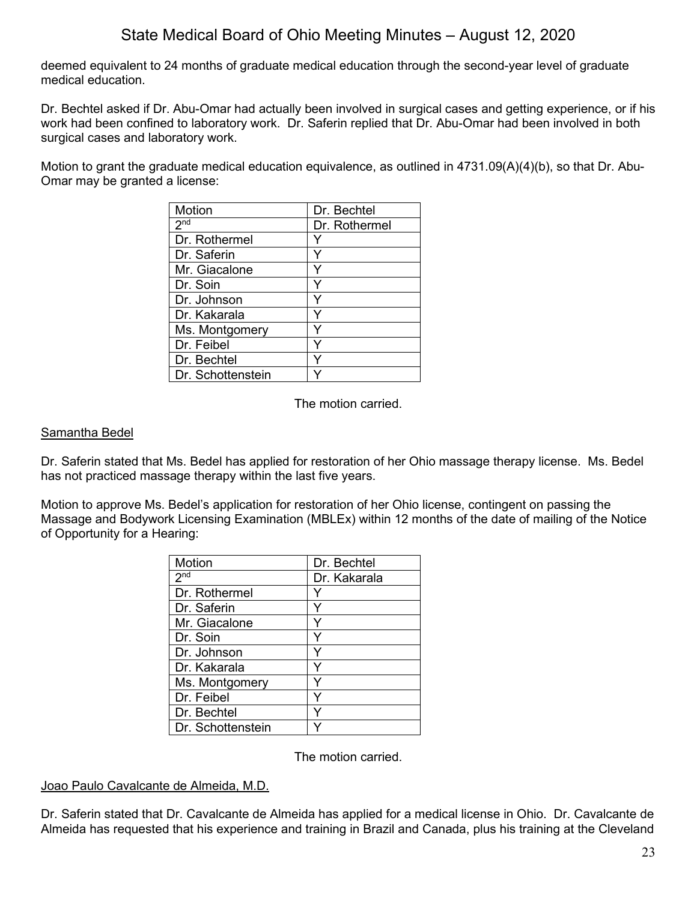deemed equivalent to 24 months of graduate medical education through the second-year level of graduate medical education.

Dr. Bechtel asked if Dr. Abu-Omar had actually been involved in surgical cases and getting experience, or if his work had been confined to laboratory work. Dr. Saferin replied that Dr. Abu-Omar had been involved in both surgical cases and laboratory work.

Motion to grant the graduate medical education equivalence, as outlined in 4731.09(A)(4)(b), so that Dr. Abu-Omar may be granted a license:

| Motion | Dr. Bechtel |
|---|---|
| 2nd | Dr. Rothermel |
| Dr. Rothermel | Y |
| Dr. Saferin | Y |
| Mr. Giacalone | Y |
| Dr. Soin | Y |
| Dr. Johnson | Y |
| Dr. Kakarala | Y |
| Ms. Montgomery | Y |
| Dr. Feibel | Y |
| Dr. Bechtel | Y |
| Dr. Schottenstein | Y |

The motion carried.

<u>Samantha Bedel</u>

Dr. Saferin stated that Ms. Bedel has applied for restoration of her Ohio massage therapy license. Ms. Bedel has not practiced massage therapy within the last five years.

Motion to approve Ms. Bedel's application for restoration of her Ohio license, contingent on passing the Massage and Bodywork Licensing Examination (MBLEx) within 12 months of the date of mailing of the Notice of Opportunity for a Hearing:

| Motion | Dr. Bechtel |
|---|---|
| 2nd | Dr. Kakarala |
| Dr. Rothermel | Y |
| Dr. Saferin | Y |
| Mr. Giacalone | Y |
| Dr. Soin | Y |
| Dr. Johnson | Y |
| Dr. Kakarala | Y |
| Ms. Montgomery | Y |
| Dr. Feibel | Y |
| Dr. Bechtel | Y |
| Dr. Schottenstein | Y |

The motion carried.

<u>Joao Paulo Cavalcante de Almeida, M.D.</u>

Dr. Saferin stated that Dr. Cavalcante de Almeida has applied for a medical license in Ohio. Dr. Cavalcante de Almeida has requested that his experience and training in Brazil and Canada, plus his training at the Cleveland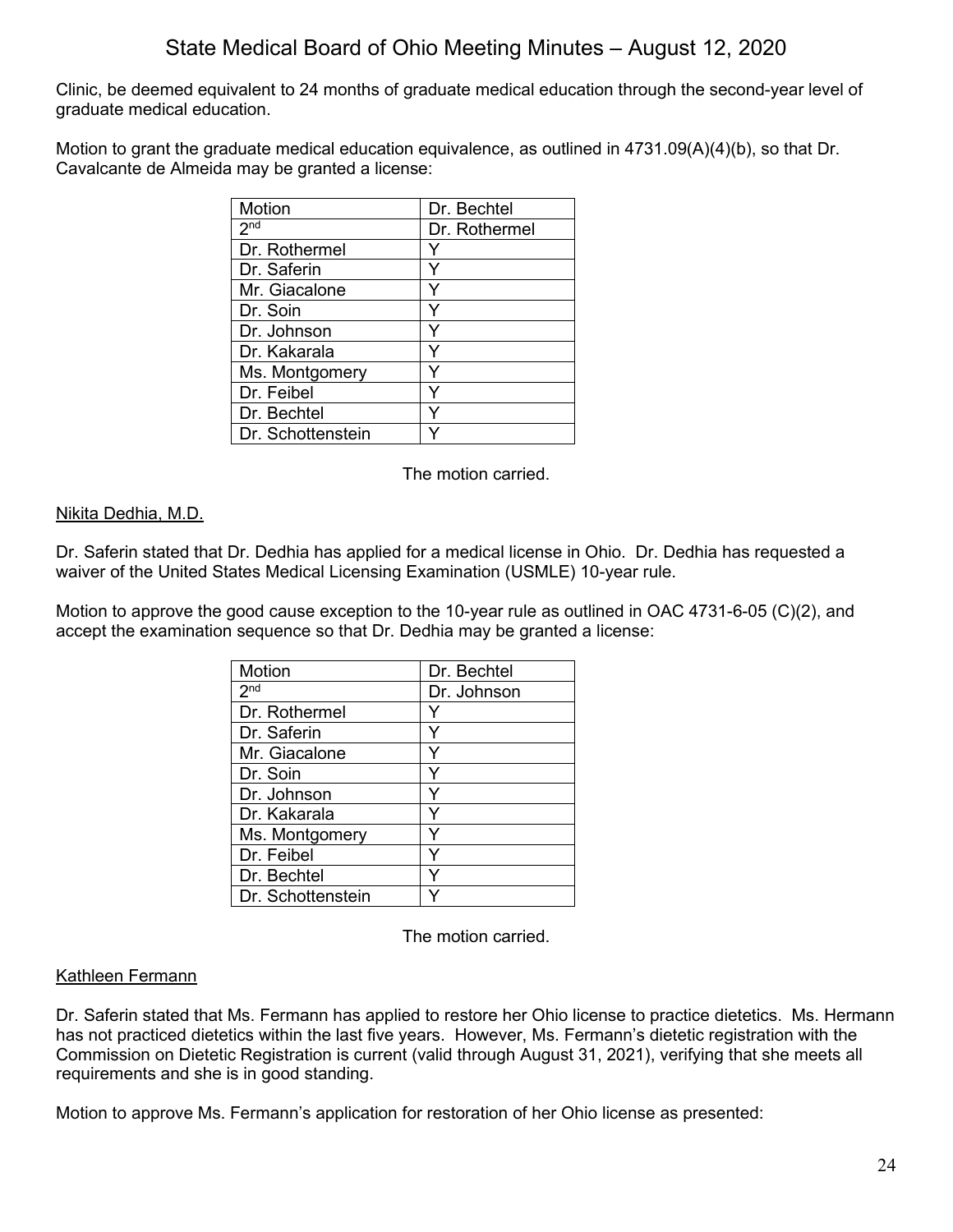Clinic, be deemed equivalent to 24 months of graduate medical education through the second-year level of graduate medical education.

Motion to grant the graduate medical education equivalence, as outlined in 4731.09(A)(4)(b), so that Dr. Cavalcante de Almeida may be granted a license:

| Motion | Dr. Bechtel |
|---|---|
| 2nd | Dr. Rothermel |
| Dr. Rothermel | Y |
| Dr. Saferin | Y |
| Mr. Giacalone | Y |
| Dr. Soin | Y |
| Dr. Johnson | Y |
| Dr. Kakarala | Y |
| Ms. Montgomery | Y |
| Dr. Feibel | Y |
| Dr. Bechtel | Y |
| Dr. Schottenstein | Y |

The motion carried.

Nikita Dedhia, M.D.

Dr. Saferin stated that Dr. Dedhia has applied for a medical license in Ohio. Dr. Dedhia has requested a waiver of the United States Medical Licensing Examination (USMLE) 10-year rule.

Motion to approve the good cause exception to the 10-year rule as outlined in OAC 4731-6-05 (C)(2), and accept the examination sequence so that Dr. Dedhia may be granted a license:

| Motion | Dr. Bechtel |
|---|---|
| 2nd | Dr. Johnson |
| Dr. Rothermel | Y |
| Dr. Saferin | Y |
| Mr. Giacalone | Y |
| Dr. Soin | Y |
| Dr. Johnson | Y |
| Dr. Kakarala | Y |
| Ms. Montgomery | Y |
| Dr. Feibel | Y |
| Dr. Bechtel | Y |
| Dr. Schottenstein | Y |

The motion carried.

Kathleen Fermann

Dr. Saferin stated that Ms. Fermann has applied to restore her Ohio license to practice dietetics. Ms. Hermann has not practiced dietetics within the last five years. However, Ms. Fermann's dietetic registration with the Commission on Dietetic Registration is current (valid through August 31, 2021), verifying that she meets all requirements and she is in good standing.

Motion to approve Ms. Fermann's application for restoration of her Ohio license as presented: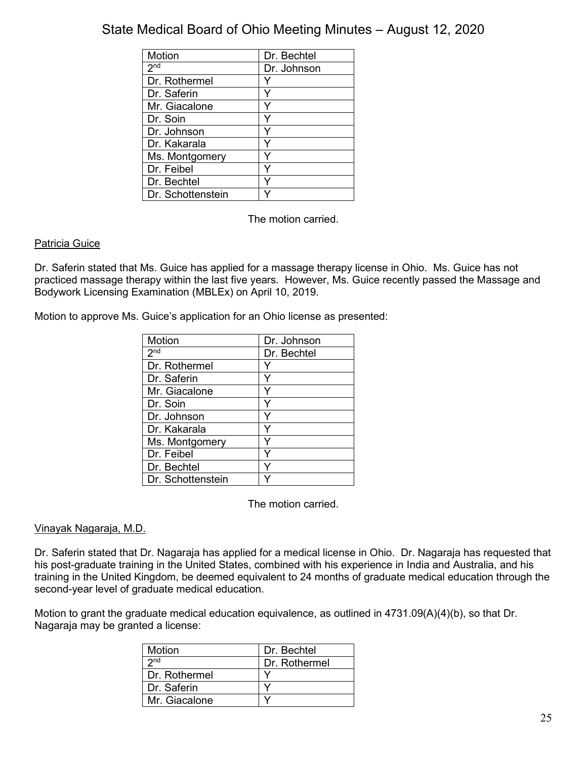| Motion | Dr. Bechtel |
|---|---|
| 2nd | Dr. Johnson |
| Dr. Rothermel | Y |
| Dr. Saferin | Y |
| Mr. Giacalone | Y |
| Dr. Soin | Y |
| Dr. Johnson | Y |
| Dr. Kakarala | Y |
| Ms. Montgomery | Y |
| Dr. Feibel | Y |
| Dr. Bechtel | Y |
| Dr. Schottenstein | Y |

The motion carried.

<u>Patricia Guice</u>

Dr. Saferin stated that Ms. Guice has applied for a massage therapy license in Ohio. Ms. Guice has not practiced massage therapy within the last five years. However, Ms. Guice recently passed the Massage and Bodywork Licensing Examination (MBLEx) on April 10, 2019.

Motion to approve Ms. Guice's application for an Ohio license as presented:

| Motion | Dr. Johnson |
|---|---|
| 2nd | Dr. Bechtel |
| Dr. Rothermel | Y |
| Dr. Saferin | Y |
| Mr. Giacalone | Y |
| Dr. Soin | Y |
| Dr. Johnson | Y |
| Dr. Kakarala | Y |
| Ms. Montgomery | Y |
| Dr. Feibel | Y |
| Dr. Bechtel | Y |
| Dr. Schottenstein | Y |

The motion carried.

<u>Vinayak Nagaraja, M.D.</u>

Dr. Saferin stated that Dr. Nagaraja has applied for a medical license in Ohio. Dr. Nagaraja has requested that his post-graduate training in the United States, combined with his experience in India and Australia, and his training in the United Kingdom, be deemed equivalent to 24 months of graduate medical education through the second-year level of graduate medical education.

Motion to grant the graduate medical education equivalence, as outlined in 4731.09(A)(4)(b), so that Dr. Nagaraja may be granted a license:

| Motion | Dr. Bechtel |
|---|---|
| 2nd | Dr. Rothermel |
| Dr. Rothermel | Y |
| Dr. Saferin | Y |
| Mr. Giacalone | Y |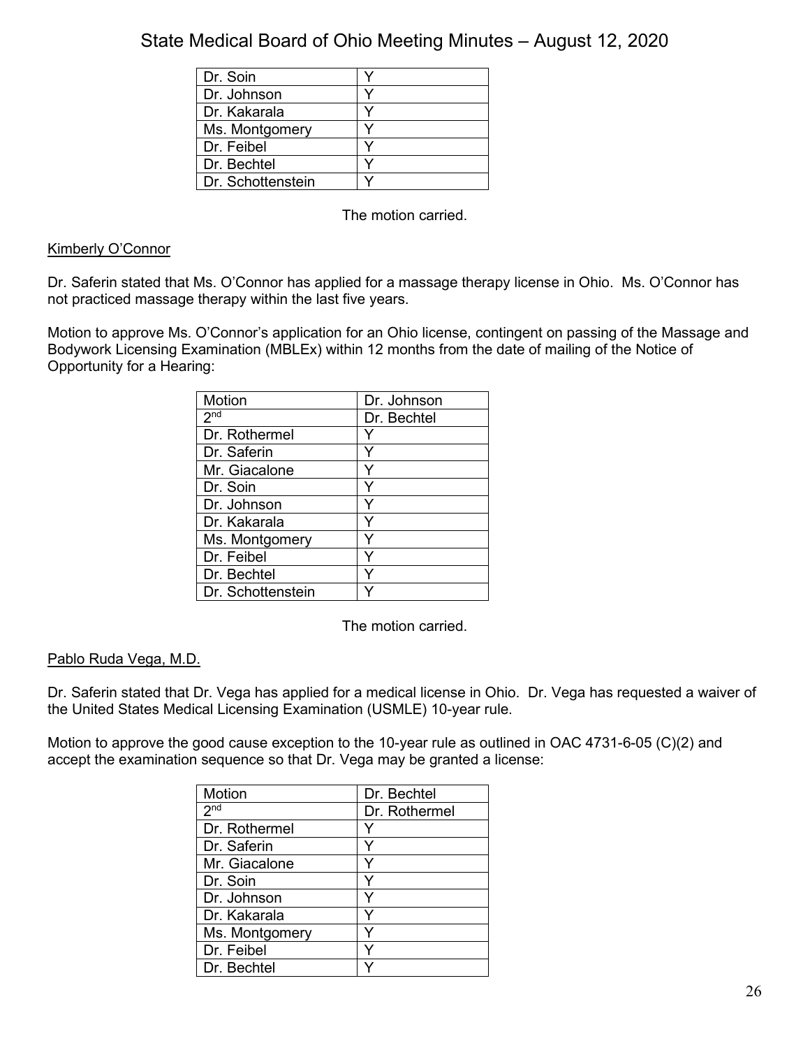| | |
|---|---|
| Dr. Soin | Y |
| Dr. Johnson | Y |
| Dr. Kakarala | Y |
| Ms. Montgomery | Y |
| Dr. Feibel | Y |
| Dr. Bechtel | Y |
| Dr. Schottenstein | Y |

The motion carried.

Kimberly O'Connor

Dr. Saferin stated that Ms. O'Connor has applied for a massage therapy license in Ohio. Ms. O'Connor has not practiced massage therapy within the last five years.

Motion to approve Ms. O'Connor's application for an Ohio license, contingent on passing of the Massage and Bodywork Licensing Examination (MBLEx) within 12 months from the date of mailing of the Notice of Opportunity for a Hearing:

| Motion | Dr. Johnson |
|---|---|
| 2nd | Dr. Bechtel |
| Dr. Rothermel | Y |
| Dr. Saferin | Y |
| Mr. Giacalone | Y |
| Dr. Soin | Y |
| Dr. Johnson | Y |
| Dr. Kakarala | Y |
| Ms. Montgomery | Y |
| Dr. Feibel | Y |
| Dr. Bechtel | Y |
| Dr. Schottenstein | Y |

The motion carried.

Pablo Ruda Vega, M.D.

Dr. Saferin stated that Dr. Vega has applied for a medical license in Ohio. Dr. Vega has requested a waiver of the United States Medical Licensing Examination (USMLE) 10-year rule.

Motion to approve the good cause exception to the 10-year rule as outlined in OAC 4731-6-05 (C)(2) and accept the examination sequence so that Dr. Vega may be granted a license:

| Motion | Dr. Bechtel |
|---|---|
| 2nd | Dr. Rothermel |
| Dr. Rothermel | Y |
| Dr. Saferin | Y |
| Mr. Giacalone | Y |
| Dr. Soin | Y |
| Dr. Johnson | Y |
| Dr. Kakarala | Y |
| Ms. Montgomery | Y |
| Dr. Feibel | Y |
| Dr. Bechtel | Y |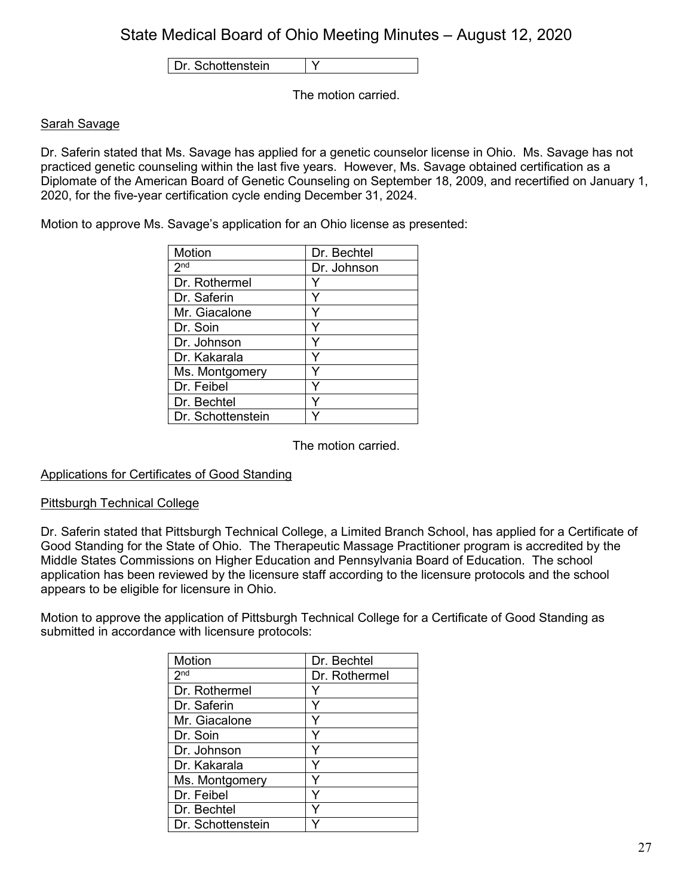| Dr. Schottenstein | Y |
|---|---|

The motion carried.

Sarah Savage

Dr. Saferin stated that Ms. Savage has applied for a genetic counselor license in Ohio. Ms. Savage has not practiced genetic counseling within the last five years. However, Ms. Savage obtained certification as a Diplomate of the American Board of Genetic Counseling on September 18, 2009, and recertified on January 1, 2020, for the five-year certification cycle ending December 31, 2024.

Motion to approve Ms. Savage's application for an Ohio license as presented:

| Motion | Dr. Bechtel |
|---|---|
| 2nd | Dr. Johnson |
| Dr. Rothermel | Y |
| Dr. Saferin | Y |
| Mr. Giacalone | Y |
| Dr. Soin | Y |
| Dr. Johnson | Y |
| Dr. Kakarala | Y |
| Ms. Montgomery | Y |
| Dr. Feibel | Y |
| Dr. Bechtel | Y |
| Dr. Schottenstein | Y |

The motion carried.

Applications for Certificates of Good Standing

Pittsburgh Technical College

Dr. Saferin stated that Pittsburgh Technical College, a Limited Branch School, has applied for a Certificate of Good Standing for the State of Ohio. The Therapeutic Massage Practitioner program is accredited by the Middle States Commissions on Higher Education and Pennsylvania Board of Education. The school application has been reviewed by the licensure staff according to the licensure protocols and the school appears to be eligible for licensure in Ohio.

Motion to approve the application of Pittsburgh Technical College for a Certificate of Good Standing as submitted in accordance with licensure protocols:

| Motion | Dr. Bechtel |
|---|---|
| 2nd | Dr. Rothermel |
| Dr. Rothermel | Y |
| Dr. Saferin | Y |
| Mr. Giacalone | Y |
| Dr. Soin | Y |
| Dr. Johnson | Y |
| Dr. Kakarala | Y |
| Ms. Montgomery | Y |
| Dr. Feibel | Y |
| Dr. Bechtel | Y |
| Dr. Schottenstein | Y |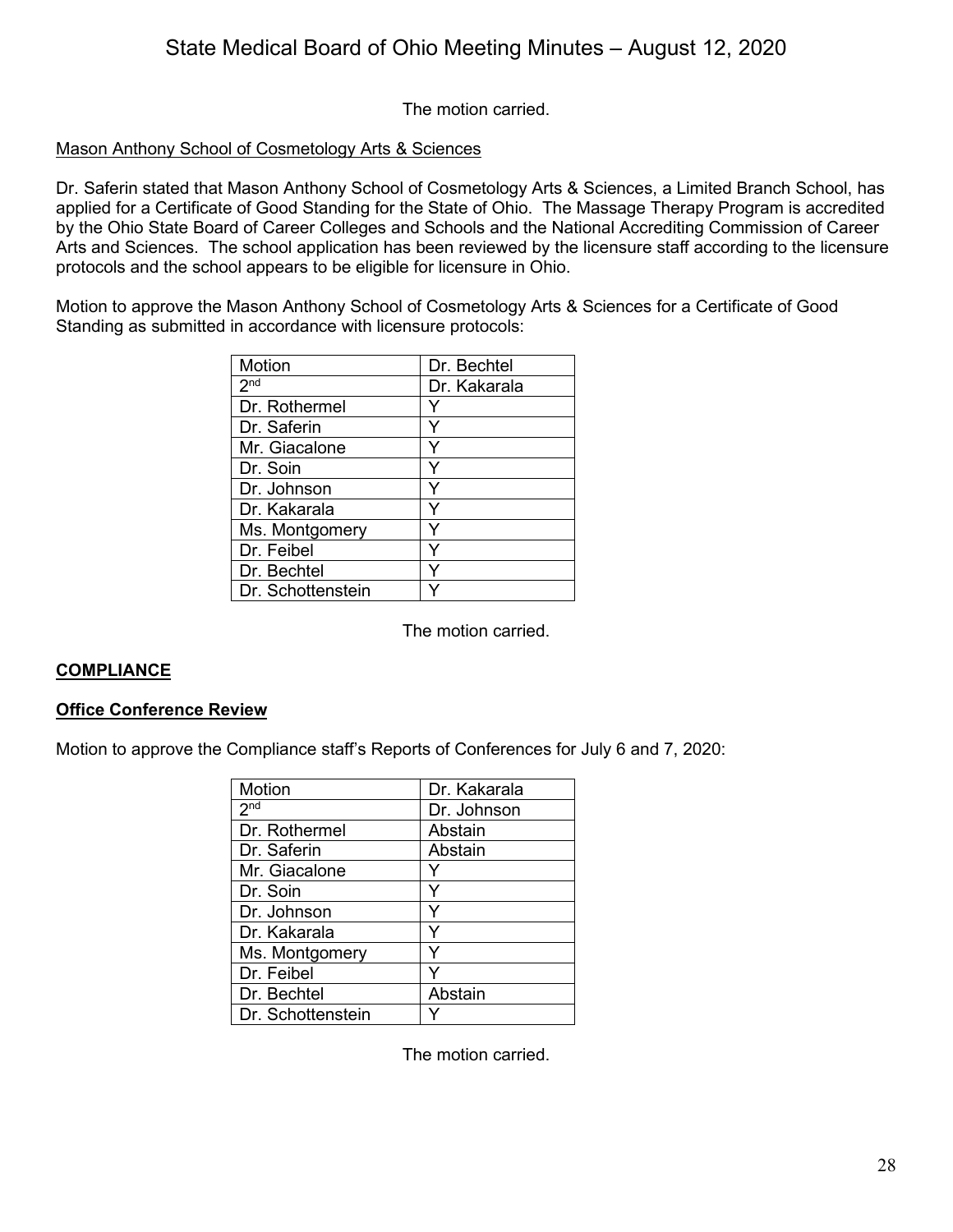The motion carried.

Mason Anthony School of Cosmetology Arts & Sciences

Dr. Saferin stated that Mason Anthony School of Cosmetology Arts & Sciences, a Limited Branch School, has applied for a Certificate of Good Standing for the State of Ohio. The Massage Therapy Program is accredited by the Ohio State Board of Career Colleges and Schools and the National Accrediting Commission of Career Arts and Sciences. The school application has been reviewed by the licensure staff according to the licensure protocols and the school appears to be eligible for licensure in Ohio.

Motion to approve the Mason Anthony School of Cosmetology Arts & Sciences for a Certificate of Good Standing as submitted in accordance with licensure protocols:

| Motion | Dr. Bechtel |
|---|---|
| 2nd | Dr. Kakarala |
| Dr. Rothermel | Y |
| Dr. Saferin | Y |
| Mr. Giacalone | Y |
| Dr. Soin | Y |
| Dr. Johnson | Y |
| Dr. Kakarala | Y |
| Ms. Montgomery | Y |
| Dr. Feibel | Y |
| Dr. Bechtel | Y |
| Dr. Schottenstein | Y |

The motion carried.

## COMPLIANCE

### Office Conference Review

Motion to approve the Compliance staff's Reports of Conferences for July 6 and 7, 2020:

| Motion | Dr. Kakarala |
|---|---|
| 2nd | Dr. Johnson |
| Dr. Rothermel | Abstain |
| Dr. Saferin | Abstain |
| Mr. Giacalone | Y |
| Dr. Soin | Y |
| Dr. Johnson | Y |
| Dr. Kakarala | Y |
| Ms. Montgomery | Y |
| Dr. Feibel | Y |
| Dr. Bechtel | Abstain |
| Dr. Schottenstein | Y |

The motion carried.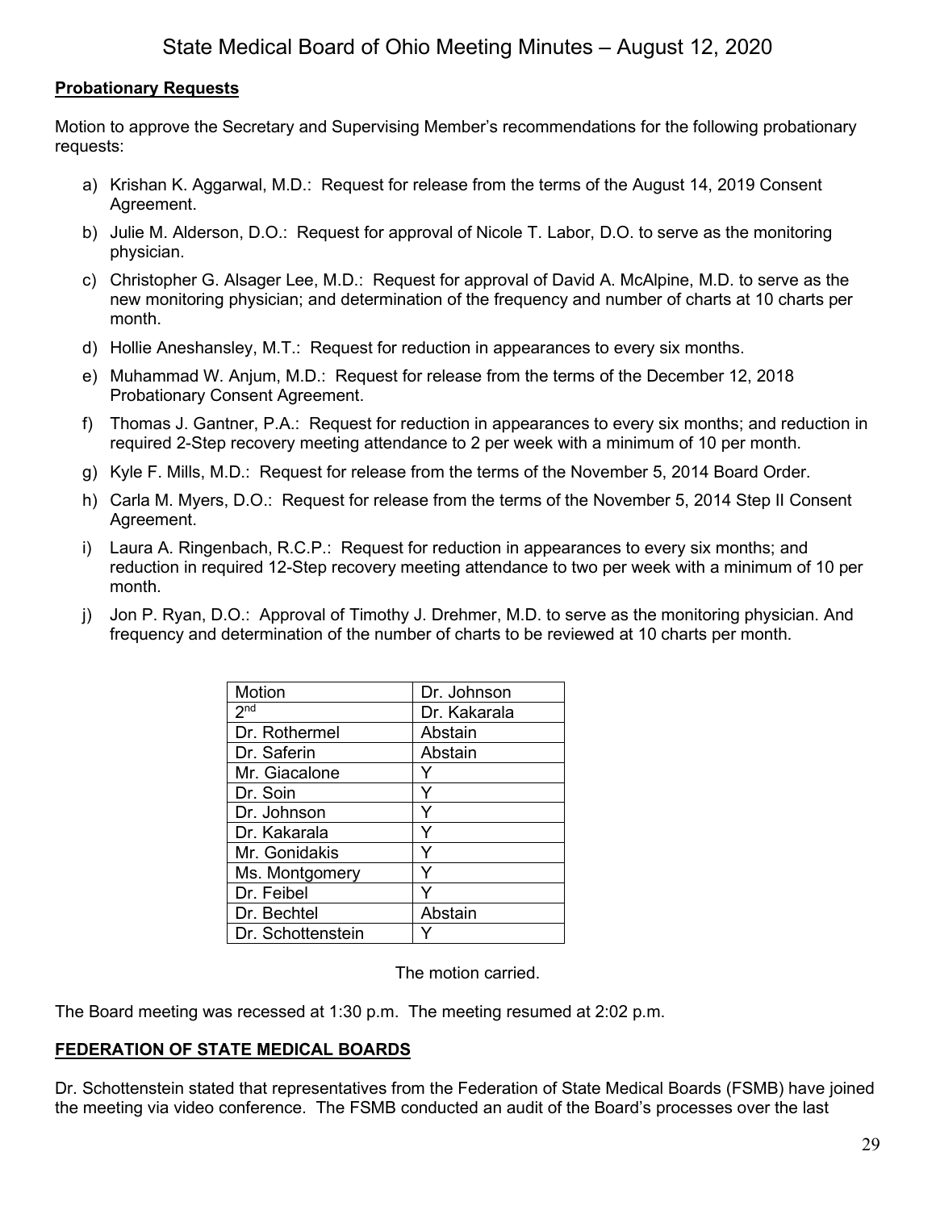**Probationary Requests**

Motion to approve the Secretary and Supervising Member's recommendations for the following probationary requests:

a) Krishan K. Aggarwal, M.D.: Request for release from the terms of the August 14, 2019 Consent Agreement.

b) Julie M. Alderson, D.O.: Request for approval of Nicole T. Labor, D.O. to serve as the monitoring physician.

c) Christopher G. Alsager Lee, M.D.: Request for approval of David A. McAlpine, M.D. to serve as the new monitoring physician; and determination of the frequency and number of charts at 10 charts per month.

d) Hollie Aneshansley, M.T.: Request for reduction in appearances to every six months.

e) Muhammad W. Anjum, M.D.: Request for release from the terms of the December 12, 2018 Probationary Consent Agreement.

f) Thomas J. Gantner, P.A.: Request for reduction in appearances to every six months; and reduction in required 2-Step recovery meeting attendance to 2 per week with a minimum of 10 per month.

g) Kyle F. Mills, M.D.: Request for release from the terms of the November 5, 2014 Board Order.

h) Carla M. Myers, D.O.: Request for release from the terms of the November 5, 2014 Step II Consent Agreement.

i) Laura A. Ringenbach, R.C.P.: Request for reduction in appearances to every six months; and reduction in required 12-Step recovery meeting attendance to two per week with a minimum of 10 per month.

j) Jon P. Ryan, D.O.: Approval of Timothy J. Drehmer, M.D. to serve as the monitoring physician. And frequency and determination of the number of charts to be reviewed at 10 charts per month.

| Motion | Dr. Johnson |
|---|---|
| 2nd | Dr. Kakarala |
| Dr. Rothermel | Abstain |
| Dr. Saferin | Abstain |
| Mr. Giacalone | Y |
| Dr. Soin | Y |
| Dr. Johnson | Y |
| Dr. Kakarala | Y |
| Mr. Gonidakis | Y |
| Ms. Montgomery | Y |
| Dr. Feibel | Y |
| Dr. Bechtel | Abstain |
| Dr. Schottenstein | Y |

The motion carried.

The Board meeting was recessed at 1:30 p.m. The meeting resumed at 2:02 p.m.

**FEDERATION OF STATE MEDICAL BOARDS**

Dr. Schottenstein stated that representatives from the Federation of State Medical Boards (FSMB) have joined the meeting via video conference. The FSMB conducted an audit of the Board's processes over the last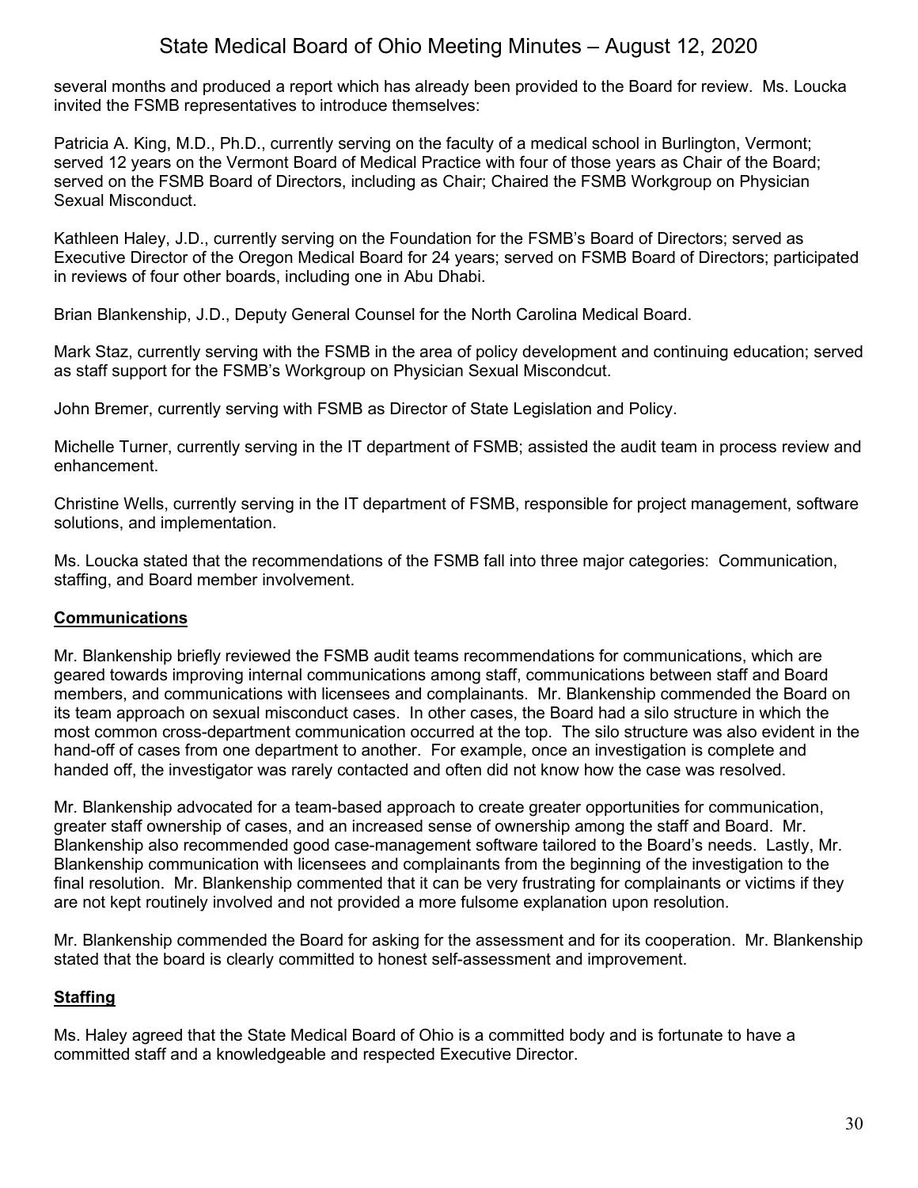several months and produced a report which has already been provided to the Board for review. Ms. Loucka invited the FSMB representatives to introduce themselves:

Patricia A. King, M.D., Ph.D., currently serving on the faculty of a medical school in Burlington, Vermont; served 12 years on the Vermont Board of Medical Practice with four of those years as Chair of the Board; served on the FSMB Board of Directors, including as Chair; Chaired the FSMB Workgroup on Physician Sexual Misconduct.

Kathleen Haley, J.D., currently serving on the Foundation for the FSMB's Board of Directors; served as Executive Director of the Oregon Medical Board for 24 years; served on FSMB Board of Directors; participated in reviews of four other boards, including one in Abu Dhabi.

Brian Blankenship, J.D., Deputy General Counsel for the North Carolina Medical Board.

Mark Staz, currently serving with the FSMB in the area of policy development and continuing education; served as staff support for the FSMB's Workgroup on Physician Sexual Miscondcut.

John Bremer, currently serving with FSMB as Director of State Legislation and Policy.

Michelle Turner, currently serving in the IT department of FSMB; assisted the audit team in process review and enhancement.

Christine Wells, currently serving in the IT department of FSMB, responsible for project management, software solutions, and implementation.

Ms. Loucka stated that the recommendations of the FSMB fall into three major categories: Communication, staffing, and Board member involvement.

## **Communications**

Mr. Blankenship briefly reviewed the FSMB audit teams recommendations for communications, which are geared towards improving internal communications among staff, communications between staff and Board members, and communications with licensees and complainants. Mr. Blankenship commended the Board on its team approach on sexual misconduct cases. In other cases, the Board had a silo structure in which the most common cross-department communication occurred at the top. The silo structure was also evident in the hand-off of cases from one department to another. For example, once an investigation is complete and handed off, the investigator was rarely contacted and often did not know how the case was resolved.

Mr. Blankenship advocated for a team-based approach to create greater opportunities for communication, greater staff ownership of cases, and an increased sense of ownership among the staff and Board. Mr. Blankenship also recommended good case-management software tailored to the Board's needs. Lastly, Mr. Blankenship communication with licensees and complainants from the beginning of the investigation to the final resolution. Mr. Blankenship commented that it can be very frustrating for complainants or victims if they are not kept routinely involved and not provided a more fulsome explanation upon resolution.

Mr. Blankenship commended the Board for asking for the assessment and for its cooperation. Mr. Blankenship stated that the board is clearly committed to honest self-assessment and improvement.

## **Staffing**

Ms. Haley agreed that the State Medical Board of Ohio is a committed body and is fortunate to have a committed staff and a knowledgeable and respected Executive Director.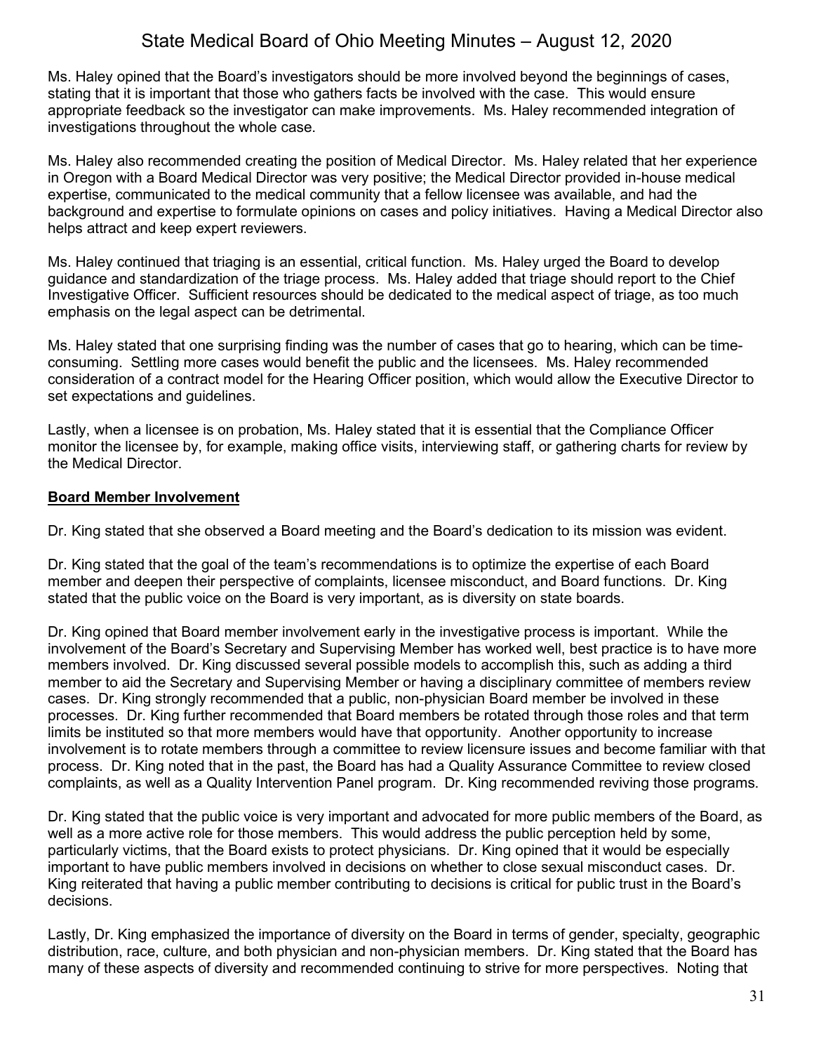Ms. Haley opined that the Board's investigators should be more involved beyond the beginnings of cases, stating that it is important that those who gathers facts be involved with the case. This would ensure appropriate feedback so the investigator can make improvements. Ms. Haley recommended integration of investigations throughout the whole case.

Ms. Haley also recommended creating the position of Medical Director. Ms. Haley related that her experience in Oregon with a Board Medical Director was very positive; the Medical Director provided in-house medical expertise, communicated to the medical community that a fellow licensee was available, and had the background and expertise to formulate opinions on cases and policy initiatives. Having a Medical Director also helps attract and keep expert reviewers.

Ms. Haley continued that triaging is an essential, critical function. Ms. Haley urged the Board to develop guidance and standardization of the triage process. Ms. Haley added that triage should report to the Chief Investigative Officer. Sufficient resources should be dedicated to the medical aspect of triage, as too much emphasis on the legal aspect can be detrimental.

Ms. Haley stated that one surprising finding was the number of cases that go to hearing, which can be time-consuming. Settling more cases would benefit the public and the licensees. Ms. Haley recommended consideration of a contract model for the Hearing Officer position, which would allow the Executive Director to set expectations and guidelines.

Lastly, when a licensee is on probation, Ms. Haley stated that it is essential that the Compliance Officer monitor the licensee by, for example, making office visits, interviewing staff, or gathering charts for review by the Medical Director.

**Board Member Involvement**

Dr. King stated that she observed a Board meeting and the Board's dedication to its mission was evident.

Dr. King stated that the goal of the team's recommendations is to optimize the expertise of each Board member and deepen their perspective of complaints, licensee misconduct, and Board functions. Dr. King stated that the public voice on the Board is very important, as is diversity on state boards.

Dr. King opined that Board member involvement early in the investigative process is important. While the involvement of the Board's Secretary and Supervising Member has worked well, best practice is to have more members involved. Dr. King discussed several possible models to accomplish this, such as adding a third member to aid the Secretary and Supervising Member or having a disciplinary committee of members review cases. Dr. King strongly recommended that a public, non-physician Board member be involved in these processes. Dr. King further recommended that Board members be rotated through those roles and that term limits be instituted so that more members would have that opportunity. Another opportunity to increase involvement is to rotate members through a committee to review licensure issues and become familiar with that process. Dr. King noted that in the past, the Board has had a Quality Assurance Committee to review closed complaints, as well as a Quality Intervention Panel program. Dr. King recommended reviving those programs.

Dr. King stated that the public voice is very important and advocated for more public members of the Board, as well as a more active role for those members. This would address the public perception held by some, particularly victims, that the Board exists to protect physicians. Dr. King opined that it would be especially important to have public members involved in decisions on whether to close sexual misconduct cases. Dr. King reiterated that having a public member contributing to decisions is critical for public trust in the Board's decisions.

Lastly, Dr. King emphasized the importance of diversity on the Board in terms of gender, specialty, geographic distribution, race, culture, and both physician and non-physician members. Dr. King stated that the Board has many of these aspects of diversity and recommended continuing to strive for more perspectives. Noting that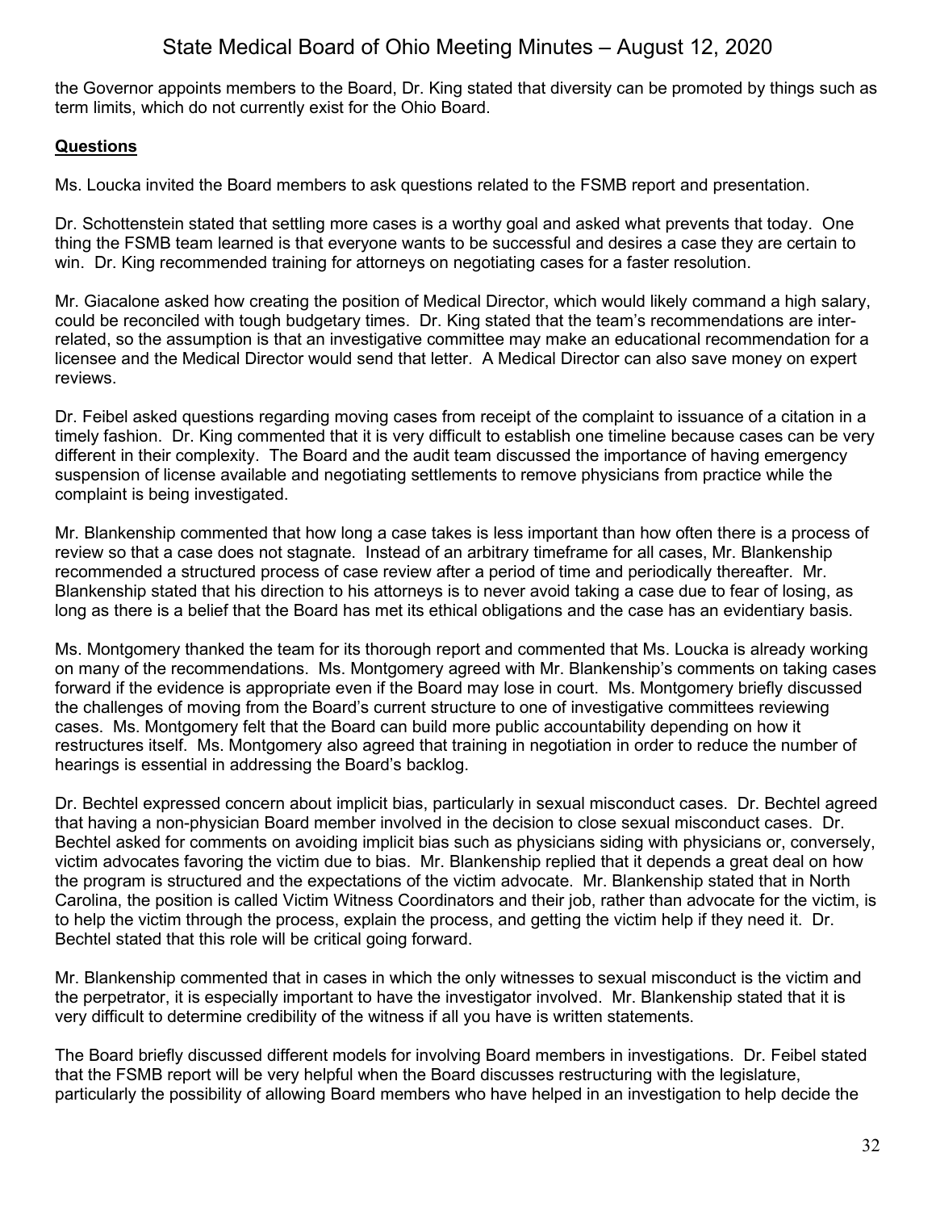the Governor appoints members to the Board, Dr. King stated that diversity can be promoted by things such as term limits, which do not currently exist for the Ohio Board.

**Questions**

Ms. Loucka invited the Board members to ask questions related to the FSMB report and presentation.

Dr. Schottenstein stated that settling more cases is a worthy goal and asked what prevents that today. One thing the FSMB team learned is that everyone wants to be successful and desires a case they are certain to win. Dr. King recommended training for attorneys on negotiating cases for a faster resolution.

Mr. Giacalone asked how creating the position of Medical Director, which would likely command a high salary, could be reconciled with tough budgetary times. Dr. King stated that the team's recommendations are inter-related, so the assumption is that an investigative committee may make an educational recommendation for a licensee and the Medical Director would send that letter. A Medical Director can also save money on expert reviews.

Dr. Feibel asked questions regarding moving cases from receipt of the complaint to issuance of a citation in a timely fashion. Dr. King commented that it is very difficult to establish one timeline because cases can be very different in their complexity. The Board and the audit team discussed the importance of having emergency suspension of license available and negotiating settlements to remove physicians from practice while the complaint is being investigated.

Mr. Blankenship commented that how long a case takes is less important than how often there is a process of review so that a case does not stagnate. Instead of an arbitrary timeframe for all cases, Mr. Blankenship recommended a structured process of case review after a period of time and periodically thereafter. Mr. Blankenship stated that his direction to his attorneys is to never avoid taking a case due to fear of losing, as long as there is a belief that the Board has met its ethical obligations and the case has an evidentiary basis.

Ms. Montgomery thanked the team for its thorough report and commented that Ms. Loucka is already working on many of the recommendations. Ms. Montgomery agreed with Mr. Blankenship's comments on taking cases forward if the evidence is appropriate even if the Board may lose in court. Ms. Montgomery briefly discussed the challenges of moving from the Board's current structure to one of investigative committees reviewing cases. Ms. Montgomery felt that the Board can build more public accountability depending on how it restructures itself. Ms. Montgomery also agreed that training in negotiation in order to reduce the number of hearings is essential in addressing the Board's backlog.

Dr. Bechtel expressed concern about implicit bias, particularly in sexual misconduct cases. Dr. Bechtel agreed that having a non-physician Board member involved in the decision to close sexual misconduct cases. Dr. Bechtel asked for comments on avoiding implicit bias such as physicians siding with physicians or, conversely, victim advocates favoring the victim due to bias. Mr. Blankenship replied that it depends a great deal on how the program is structured and the expectations of the victim advocate. Mr. Blankenship stated that in North Carolina, the position is called Victim Witness Coordinators and their job, rather than advocate for the victim, is to help the victim through the process, explain the process, and getting the victim help if they need it. Dr. Bechtel stated that this role will be critical going forward.

Mr. Blankenship commented that in cases in which the only witnesses to sexual misconduct is the victim and the perpetrator, it is especially important to have the investigator involved. Mr. Blankenship stated that it is very difficult to determine credibility of the witness if all you have is written statements.

The Board briefly discussed different models for involving Board members in investigations. Dr. Feibel stated that the FSMB report will be very helpful when the Board discusses restructuring with the legislature, particularly the possibility of allowing Board members who have helped in an investigation to help decide the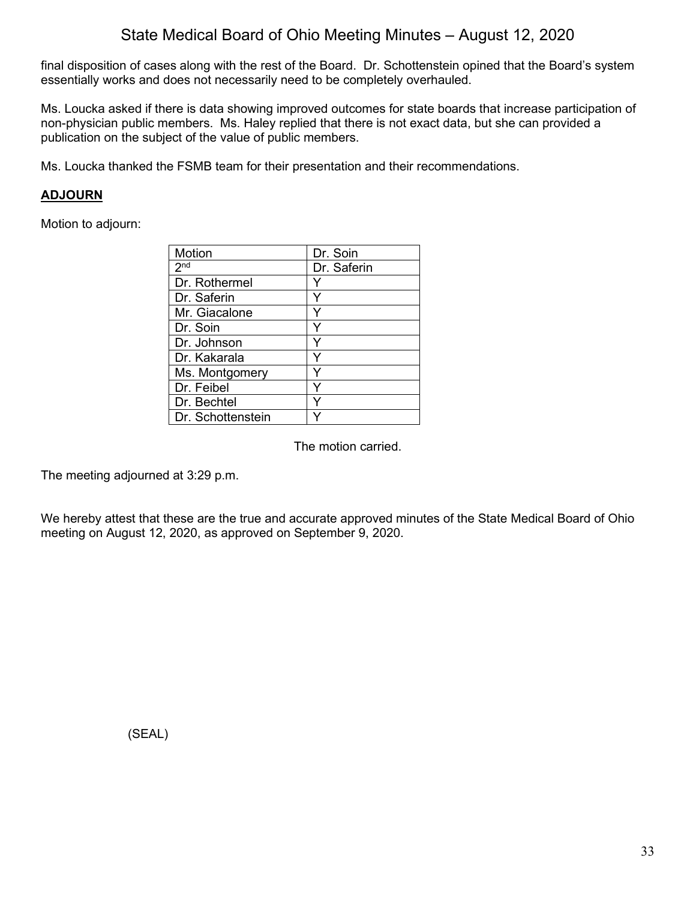final disposition of cases along with the rest of the Board. Dr. Schottenstein opined that the Board's system essentially works and does not necessarily need to be completely overhauled.

Ms. Loucka asked if there is data showing improved outcomes for state boards that increase participation of non-physician public members. Ms. Haley replied that there is not exact data, but she can provided a publication on the subject of the value of public members.

Ms. Loucka thanked the FSMB team for their presentation and their recommendations.

## ADJOURN

Motion to adjourn:

| | |
|---|---|
| Motion | Dr. Soin |
| 2nd | Dr. Saferin |
| Dr. Rothermel | Y |
| Dr. Saferin | Y |
| Mr. Giacalone | Y |
| Dr. Soin | Y |
| Dr. Johnson | Y |
| Dr. Kakarala | Y |
| Ms. Montgomery | Y |
| Dr. Feibel | Y |
| Dr. Bechtel | Y |
| Dr. Schottenstein | Y |

The motion carried.

The meeting adjourned at 3:29 p.m.

We hereby attest that these are the true and accurate approved minutes of the State Medical Board of Ohio meeting on August 12, 2020, as approved on September 9, 2020.

(SEAL)